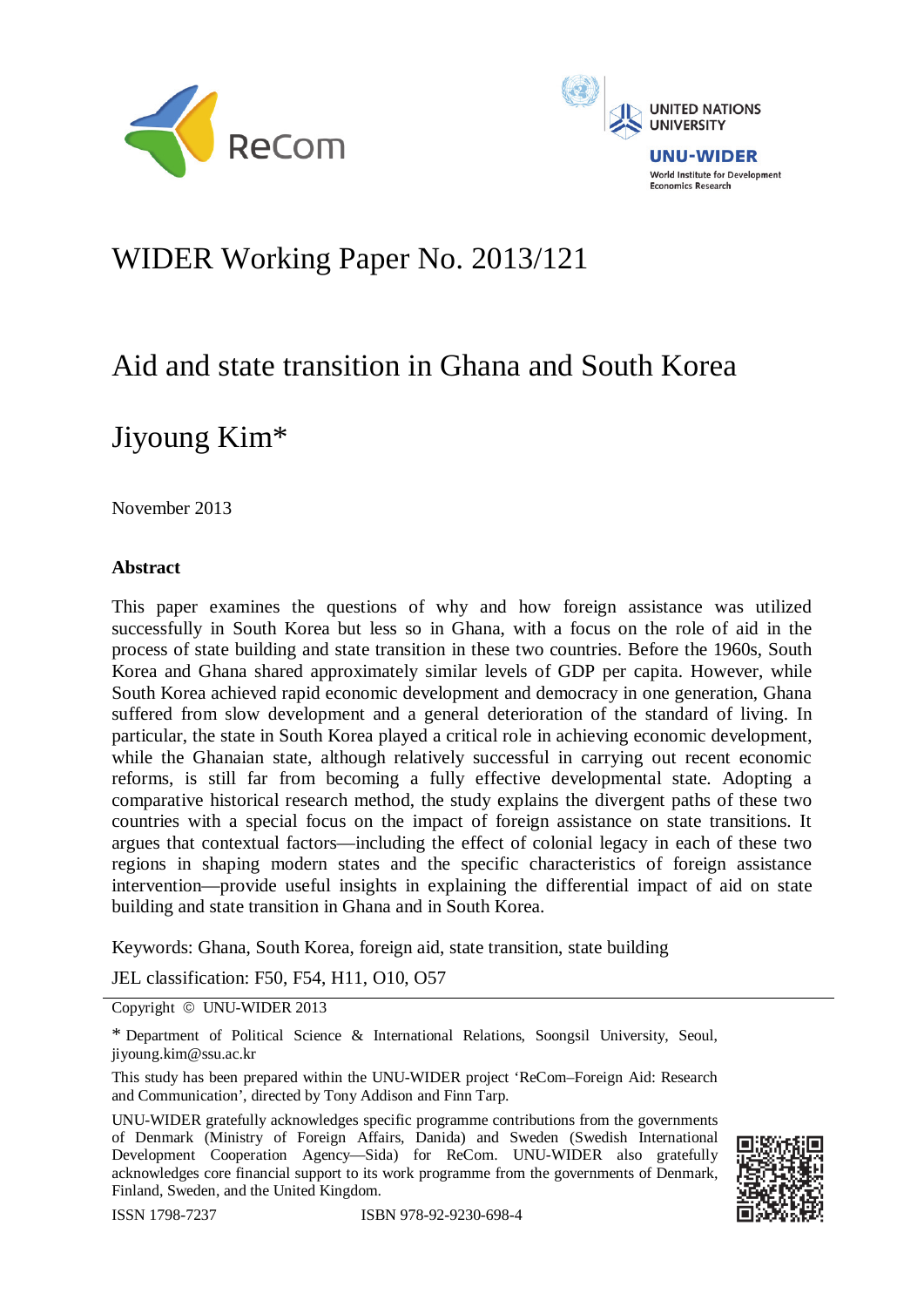# WIDER Working Paper No. 2013/121

## Aid and state transition in Ghana and South Korea

Jiyoung Kim*

November 2013

### Abstract

This paper examines the questions of why and how foreign assistance was utilized successfully in South Korea but less so in Ghana, with a focus on the role of aid in the process of state building and state transition in these two countries. Before the 1960s, South Korea and Ghana shared approximately similar levels of GDP per capita. However, while South Korea achieved rapid economic development and democracy in one generation, Ghana suffered from slow development and a general deterioration of the standard of living. In particular, the state in South Korea played a critical role in achieving economic development, while the Ghanaian state, although relatively successful in carrying out recent economic reforms, is still far from becoming a fully effective developmental state. Adopting a comparative historical research method, the study explains the divergent paths of these two countries with a special focus on the impact of foreign assistance on state transitions. It argues that contextual factors—including the effect of colonial legacy in each of these two regions in shaping modern states and the specific characteristics of foreign assistance intervention—provide useful insights in explaining the differential impact of aid on state building and state transition in Ghana and in South Korea.

Keywords: Ghana, South Korea, foreign aid, state transition, state building

JEL classification: F50, F54, H11, O10, O57

---

Copyright © UNU-WIDER 2013

* Department of Political Science & International Relations, Soongsil University, Seoul, jiyoung.kim@ssu.ac.kr

This study has been prepared within the UNU-WIDER project 'ReCom–Foreign Aid: Research and Communication', directed by Tony Addison and Finn Tarp.

UNU-WIDER gratefully acknowledges specific programme contributions from the governments of Denmark (Ministry of Foreign Affairs, Danida) and Sweden (Swedish International Development Cooperation Agency—Sida) for ReCom. UNU-WIDER also gratefully acknowledges core financial support to its work programme from the governments of Denmark, Finland, Sweden, and the United Kingdom.

ISSN 1798-7237 ISBN 978-92-9230-698-4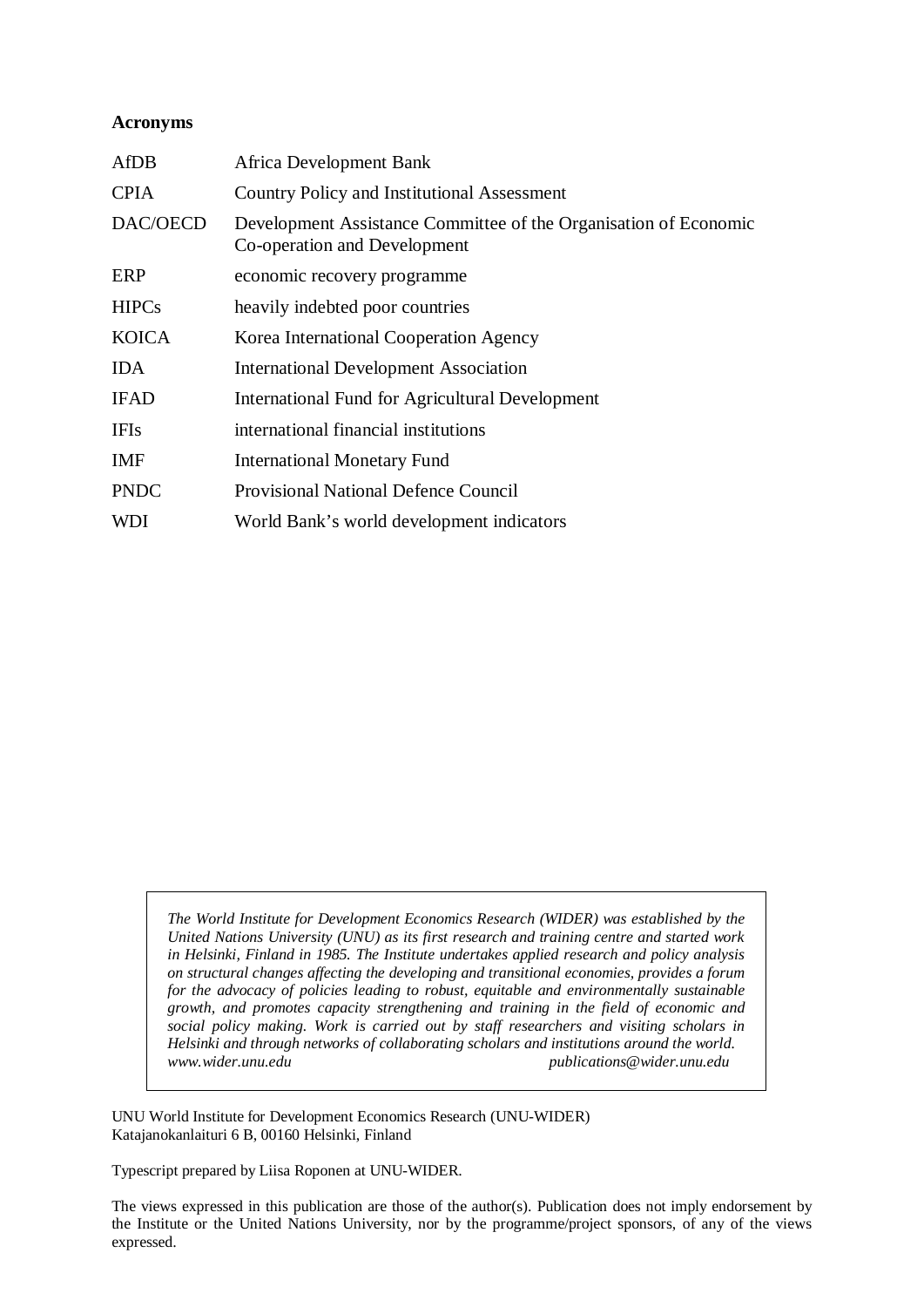**Acronyms**

| | |
|---|---|
| AfDB | Africa Development Bank |
| CPIA | Country Policy and Institutional Assessment |
| DAC/OECD | Development Assistance Committee of the Organisation of Economic Co-operation and Development |
| ERP | economic recovery programme |
| HIPCs | heavily indebted poor countries |
| KOICA | Korea International Cooperation Agency |
| IDA | International Development Association |
| IFAD | International Fund for Agricultural Development |
| IFIs | international financial institutions |
| IMF | International Monetary Fund |
| PNDC | Provisional National Defence Council |
| WDI | World Bank's world development indicators |

*The World Institute for Development Economics Research (WIDER) was established by the United Nations University (UNU) as its first research and training centre and started work in Helsinki, Finland in 1985. The Institute undertakes applied research and policy analysis on structural changes affecting the developing and transitional economies, provides a forum for the advocacy of policies leading to robust, equitable and environmentally sustainable growth, and promotes capacity strengthening and training in the field of economic and social policy making. Work is carried out by staff researchers and visiting scholars in Helsinki and through networks of collaborating scholars and institutions around the world.*
*www.wider.unu.edu* *publications@wider.unu.edu*

UNU World Institute for Development Economics Research (UNU-WIDER)
Katajanokanlaituri 6 B, 00160 Helsinki, Finland

Typescript prepared by Liisa Roponen at UNU-WIDER.

The views expressed in this publication are those of the author(s). Publication does not imply endorsement by the Institute or the United Nations University, nor by the programme/project sponsors, of any of the views expressed.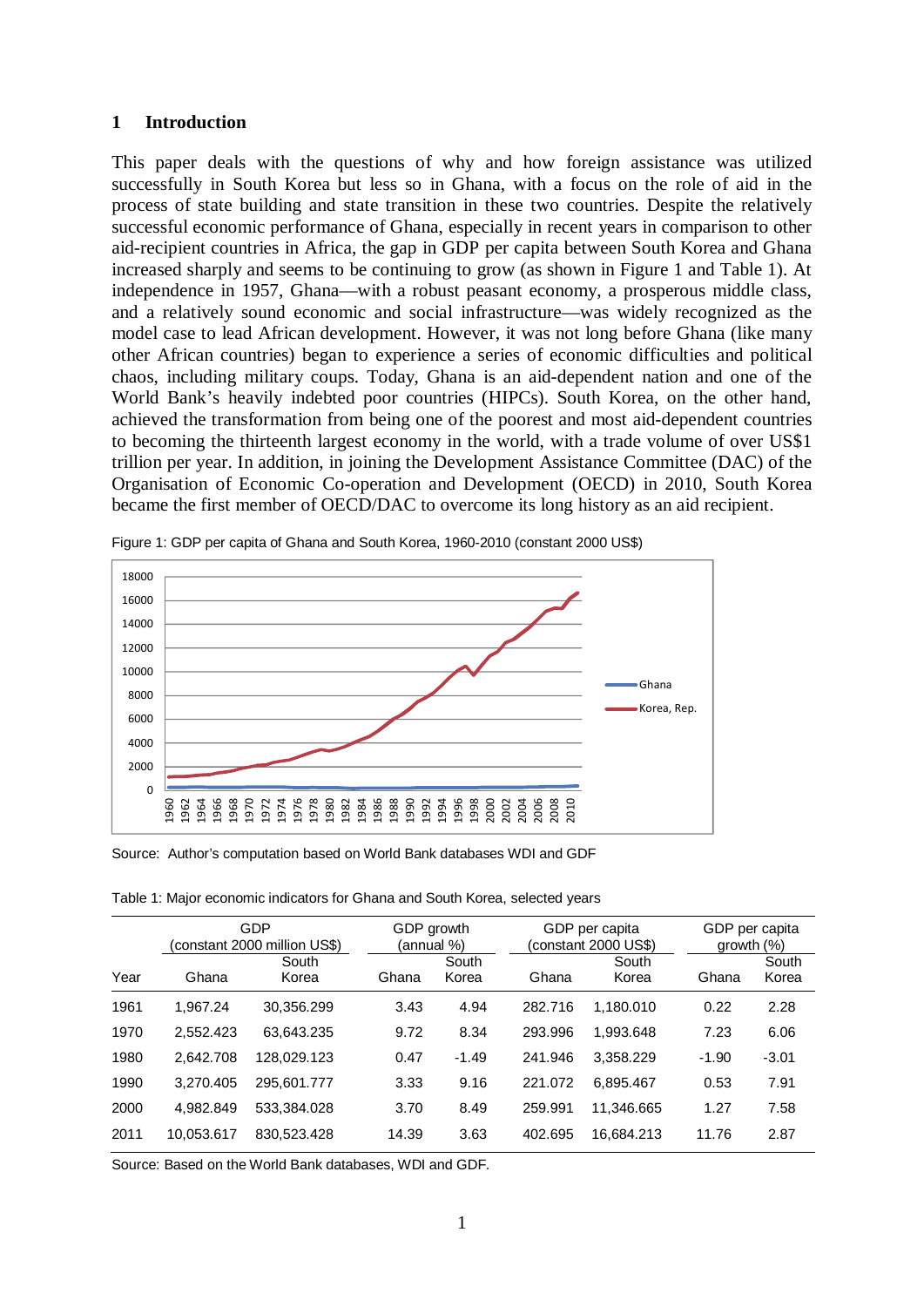## 1 Introduction

This paper deals with the questions of why and how foreign assistance was utilized successfully in South Korea but less so in Ghana, with a focus on the role of aid in the process of state building and state transition in these two countries. Despite the relatively successful economic performance of Ghana, especially in recent years in comparison to other aid-recipient countries in Africa, the gap in GDP per capita between South Korea and Ghana increased sharply and seems to be continuing to grow (as shown in Figure 1 and Table 1). At independence in 1957, Ghana—with a robust peasant economy, a prosperous middle class, and a relatively sound economic and social infrastructure—was widely recognized as the model case to lead African development. However, it was not long before Ghana (like many other African countries) began to experience a series of economic difficulties and political chaos, including military coups. Today, Ghana is an aid-dependent nation and one of the World Bank's heavily indebted poor countries (HIPCs). South Korea, on the other hand, achieved the transformation from being one of the poorest and most aid-dependent countries to becoming the thirteenth largest economy in the world, with a trade volume of over US$1 trillion per year. In addition, in joining the Development Assistance Committee (DAC) of the Organisation of Economic Co-operation and Development (OECD) in 2010, South Korea became the first member of OECD/DAC to overcome its long history as an aid recipient.

Figure 1: GDP per capita of Ghana and South Korea, 1960-2010 (constant 2000 US$)

Source: Author's computation based on World Bank databases WDI and GDF

Table 1: Major economic indicators for Ghana and South Korea, selected years

| | GDP (constant 2000 million US$) | | GDP growth (annual %) | | GDP per capita (constant 2000 US$) | | GDP per capita growth (%) | |
|---|---|---|---|---|---|---|---|---|
| Year | Ghana | South Korea | Ghana | South Korea | Ghana | South Korea | Ghana | South Korea |
| 1961 | 1,967.24 | 30,356.299 | 3.43 | 4.94 | 282.716 | 1,180.010 | 0.22 | 2.28 |
| 1970 | 2,552.423 | 63,643.235 | 9.72 | 8.34 | 293.996 | 1,993.648 | 7.23 | 6.06 |
| 1980 | 2,642.708 | 128,029.123 | 0.47 | -1.49 | 241.946 | 3,358.229 | -1.90 | -3.01 |
| 1990 | 3,270.405 | 295,601.777 | 3.33 | 9.16 | 221.072 | 6,895.467 | 0.53 | 7.91 |
| 2000 | 4,982.849 | 533,384.028 | 3.70 | 8.49 | 259.991 | 11,346.665 | 1.27 | 7.58 |
| 2011 | 10,053.617 | 830,523.428 | 14.39 | 3.63 | 402.695 | 16,684.213 | 11.76 | 2.87 |

Source: Based on the World Bank databases, WDI and GDF.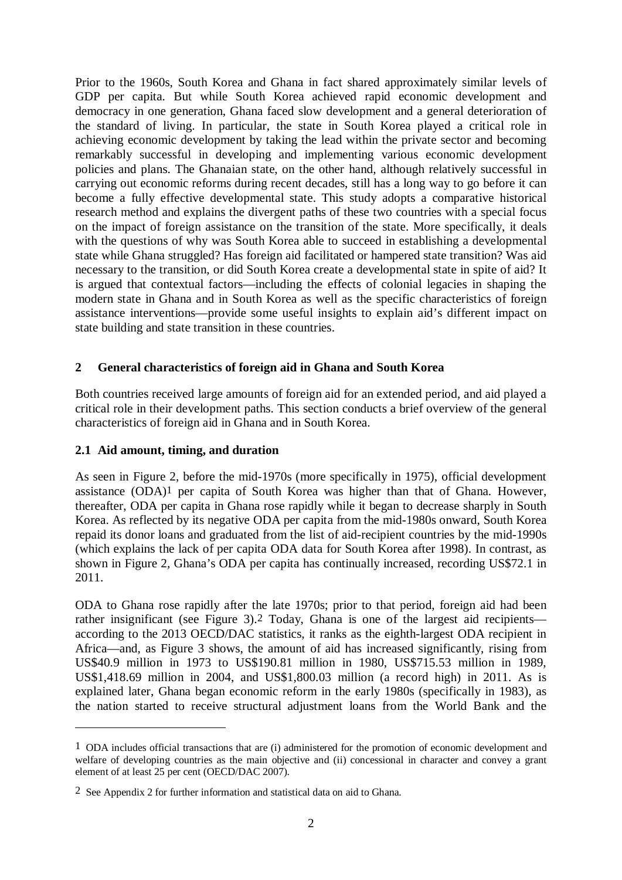Prior to the 1960s, South Korea and Ghana in fact shared approximately similar levels of GDP per capita. But while South Korea achieved rapid economic development and democracy in one generation, Ghana faced slow development and a general deterioration of the standard of living. In particular, the state in South Korea played a critical role in achieving economic development by taking the lead within the private sector and becoming remarkably successful in developing and implementing various economic development policies and plans. The Ghanaian state, on the other hand, although relatively successful in carrying out economic reforms during recent decades, still has a long way to go before it can become a fully effective developmental state. This study adopts a comparative historical research method and explains the divergent paths of these two countries with a special focus on the impact of foreign assistance on the transition of the state. More specifically, it deals with the questions of why was South Korea able to succeed in establishing a developmental state while Ghana struggled? Has foreign aid facilitated or hampered state transition? Was aid necessary to the transition, or did South Korea create a developmental state in spite of aid? It is argued that contextual factors—including the effects of colonial legacies in shaping the modern state in Ghana and in South Korea as well as the specific characteristics of foreign assistance interventions—provide some useful insights to explain aid's different impact on state building and state transition in these countries.

## 2 General characteristics of foreign aid in Ghana and South Korea

Both countries received large amounts of foreign aid for an extended period, and aid played a critical role in their development paths. This section conducts a brief overview of the general characteristics of foreign aid in Ghana and in South Korea.

### 2.1 Aid amount, timing, and duration

As seen in Figure 2, before the mid-1970s (more specifically in 1975), official development assistance (ODA)[1] per capita of South Korea was higher than that of Ghana. However, thereafter, ODA per capita in Ghana rose rapidly while it began to decrease sharply in South Korea. As reflected by its negative ODA per capita from the mid-1980s onward, South Korea repaid its donor loans and graduated from the list of aid-recipient countries by the mid-1990s (which explains the lack of per capita ODA data for South Korea after 1998). In contrast, as shown in Figure 2, Ghana's ODA per capita has continually increased, recording US$72.1 in 2011.

ODA to Ghana rose rapidly after the late 1970s; prior to that period, foreign aid had been rather insignificant (see Figure 3).[2] Today, Ghana is one of the largest aid recipients—according to the 2013 OECD/DAC statistics, it ranks as the eighth-largest ODA recipient in Africa—and, as Figure 3 shows, the amount of aid has increased significantly, rising from US$40.9 million in 1973 to US$190.81 million in 1980, US$715.53 million in 1989, US$1,418.69 million in 2004, and US$1,800.03 million (a record high) in 2011. As is explained later, Ghana began economic reform in the early 1980s (specifically in 1983), as the nation started to receive structural adjustment loans from the World Bank and the

[1] ODA includes official transactions that are (i) administered for the promotion of economic development and welfare of developing countries as the main objective and (ii) concessional in character and convey a grant element of at least 25 per cent (OECD/DAC 2007).

[2] See Appendix 2 for further information and statistical data on aid to Ghana.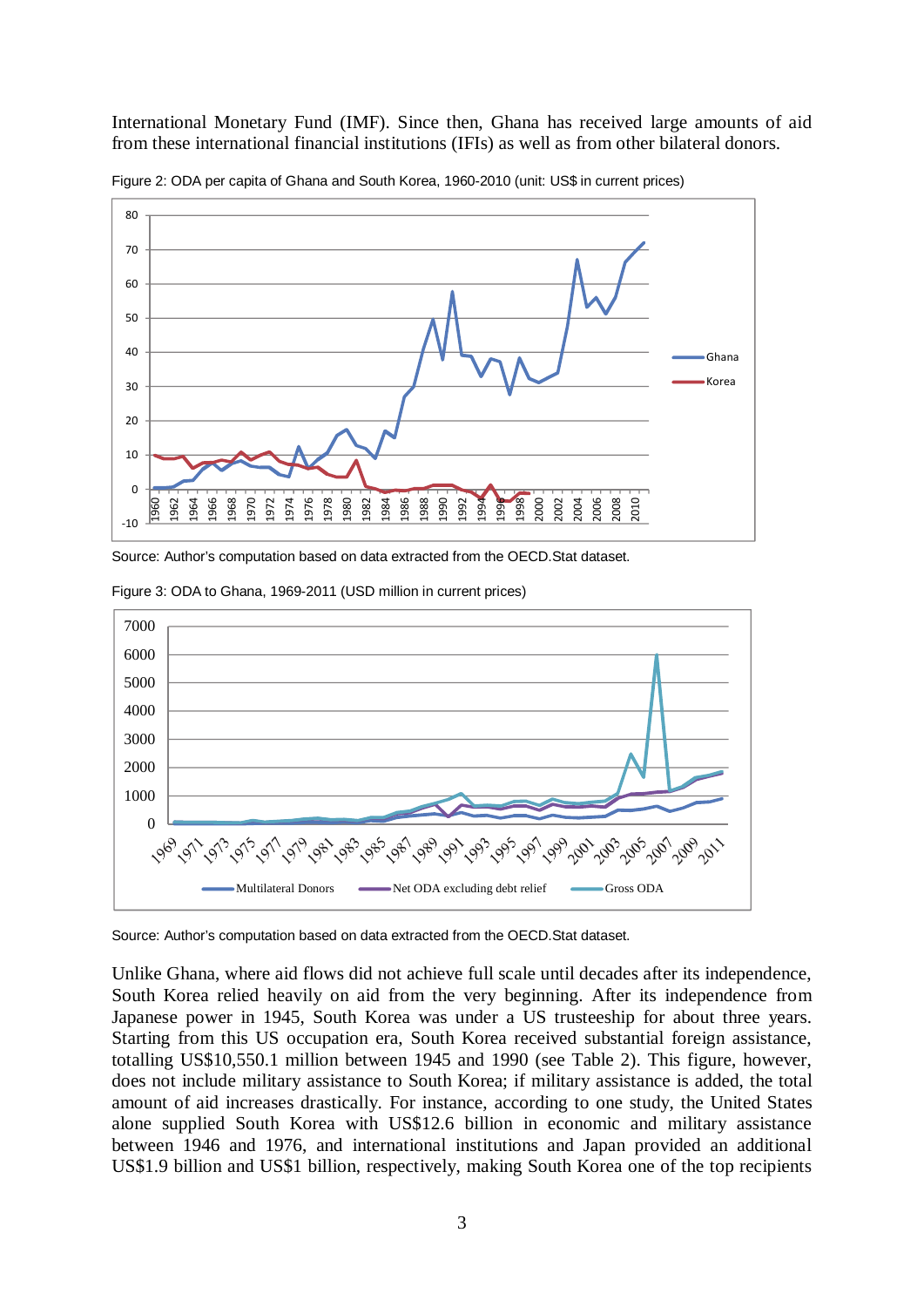International Monetary Fund (IMF). Since then, Ghana has received large amounts of aid from these international financial institutions (IFIs) as well as from other bilateral donors.

Figure 2: ODA per capita of Ghana and South Korea, 1960-2010 (unit: US$ in current prices)

Source: Author's computation based on data extracted from the OECD.Stat dataset.

Figure 3: ODA to Ghana, 1969-2011 (USD million in current prices)

Source: Author's computation based on data extracted from the OECD.Stat dataset.

Unlike Ghana, where aid flows did not achieve full scale until decades after its independence, South Korea relied heavily on aid from the very beginning. After its independence from Japanese power in 1945, South Korea was under a US trusteeship for about three years. Starting from this US occupation era, South Korea received substantial foreign assistance, totalling US$10,550.1 million between 1945 and 1990 (see Table 2). This figure, however, does not include military assistance to South Korea; if military assistance is added, the total amount of aid increases drastically. For instance, according to one study, the United States alone supplied South Korea with US$12.6 billion in economic and military assistance between 1946 and 1976, and international institutions and Japan provided an additional US$1.9 billion and US$1 billion, respectively, making South Korea one of the top recipients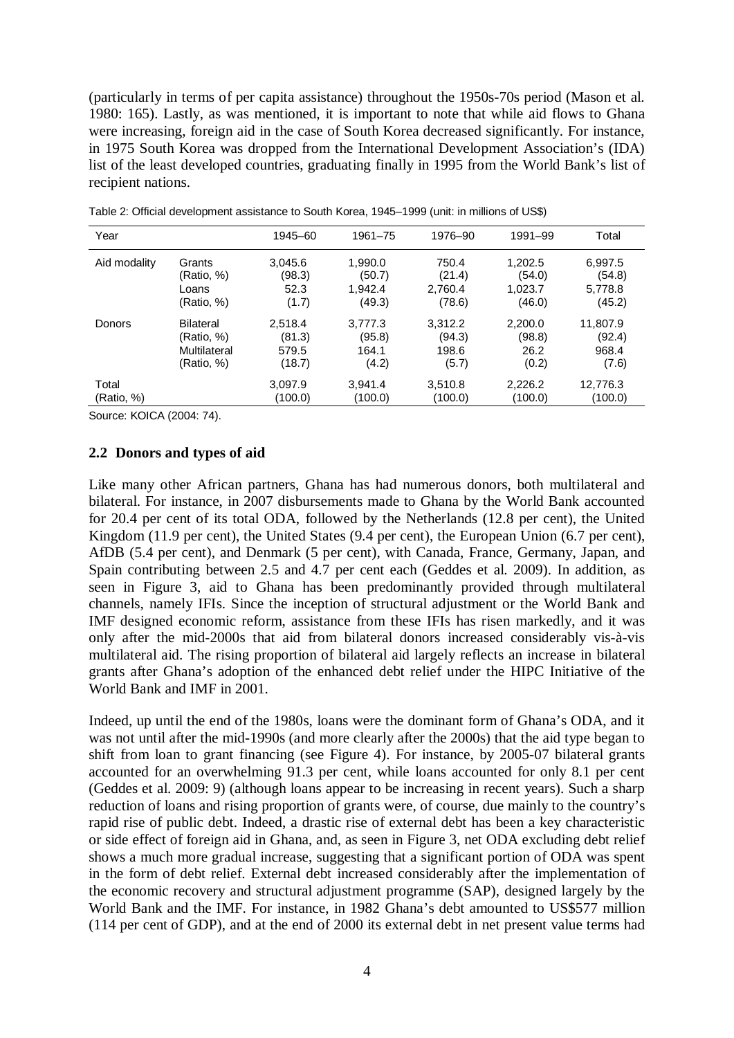(particularly in terms of per capita assistance) throughout the 1950s-70s period (Mason et al. 1980: 165). Lastly, as was mentioned, it is important to note that while aid flows to Ghana were increasing, foreign aid in the case of South Korea decreased significantly. For instance, in 1975 South Korea was dropped from the International Development Association's (IDA) list of the least developed countries, graduating finally in 1995 from the World Bank's list of recipient nations.

Table 2: Official development assistance to South Korea, 1945–1999 (unit: in millions of US$)

| Year | | 1945–60 | 1961–75 | 1976–90 | 1991–99 | Total |
|---|---|---|---|---|---|---|
| Aid modality | Grants | 3,045.6 | 1,990.0 | 750.4 | 1,202.5 | 6,997.5 |
| | (Ratio, %) | (98.3) | (50.7) | (21.4) | (54.0) | (54.8) |
| | Loans | 52.3 | 1,942.4 | 2,760.4 | 1,023.7 | 5,778.8 |
| | (Ratio, %) | (1.7) | (49.3) | (78.6) | (46.0) | (45.2) |
| Donors | Bilateral | 2,518.4 | 3,777.3 | 3,312.2 | 2,200.0 | 11,807.9 |
| | (Ratio, %) | (81.3) | (95.8) | (94.3) | (98.8) | (92.4) |
| | Multilateral | 579.5 | 164.1 | 198.6 | 26.2 | 968.4 |
| | (Ratio, %) | (18.7) | (4.2) | (5.7) | (0.2) | (7.6) |
| Total | | 3,097.9 | 3,941.4 | 3,510.8 | 2,226.2 | 12,776.3 |
| (Ratio, %) | | (100.0) | (100.0) | (100.0) | (100.0) | (100.0) |

Source: KOICA (2004: 74).

## 2.2 Donors and types of aid

Like many other African partners, Ghana has had numerous donors, both multilateral and bilateral. For instance, in 2007 disbursements made to Ghana by the World Bank accounted for 20.4 per cent of its total ODA, followed by the Netherlands (12.8 per cent), the United Kingdom (11.9 per cent), the United States (9.4 per cent), the European Union (6.7 per cent), AfDB (5.4 per cent), and Denmark (5 per cent), with Canada, France, Germany, Japan, and Spain contributing between 2.5 and 4.7 per cent each (Geddes et al. 2009). In addition, as seen in Figure 3, aid to Ghana has been predominantly provided through multilateral channels, namely IFIs. Since the inception of structural adjustment or the World Bank and IMF designed economic reform, assistance from these IFIs has risen markedly, and it was only after the mid-2000s that aid from bilateral donors increased considerably vis-à-vis multilateral aid. The rising proportion of bilateral aid largely reflects an increase in bilateral grants after Ghana's adoption of the enhanced debt relief under the HIPC Initiative of the World Bank and IMF in 2001.

Indeed, up until the end of the 1980s, loans were the dominant form of Ghana's ODA, and it was not until after the mid-1990s (and more clearly after the 2000s) that the aid type began to shift from loan to grant financing (see Figure 4). For instance, by 2005-07 bilateral grants accounted for an overwhelming 91.3 per cent, while loans accounted for only 8.1 per cent (Geddes et al. 2009: 9) (although loans appear to be increasing in recent years). Such a sharp reduction of loans and rising proportion of grants were, of course, due mainly to the country's rapid rise of public debt. Indeed, a drastic rise of external debt has been a key characteristic or side effect of foreign aid in Ghana, and, as seen in Figure 3, net ODA excluding debt relief shows a much more gradual increase, suggesting that a significant portion of ODA was spent in the form of debt relief. External debt increased considerably after the implementation of the economic recovery and structural adjustment programme (SAP), designed largely by the World Bank and the IMF. For instance, in 1982 Ghana's debt amounted to US$577 million (114 per cent of GDP), and at the end of 2000 its external debt in net present value terms had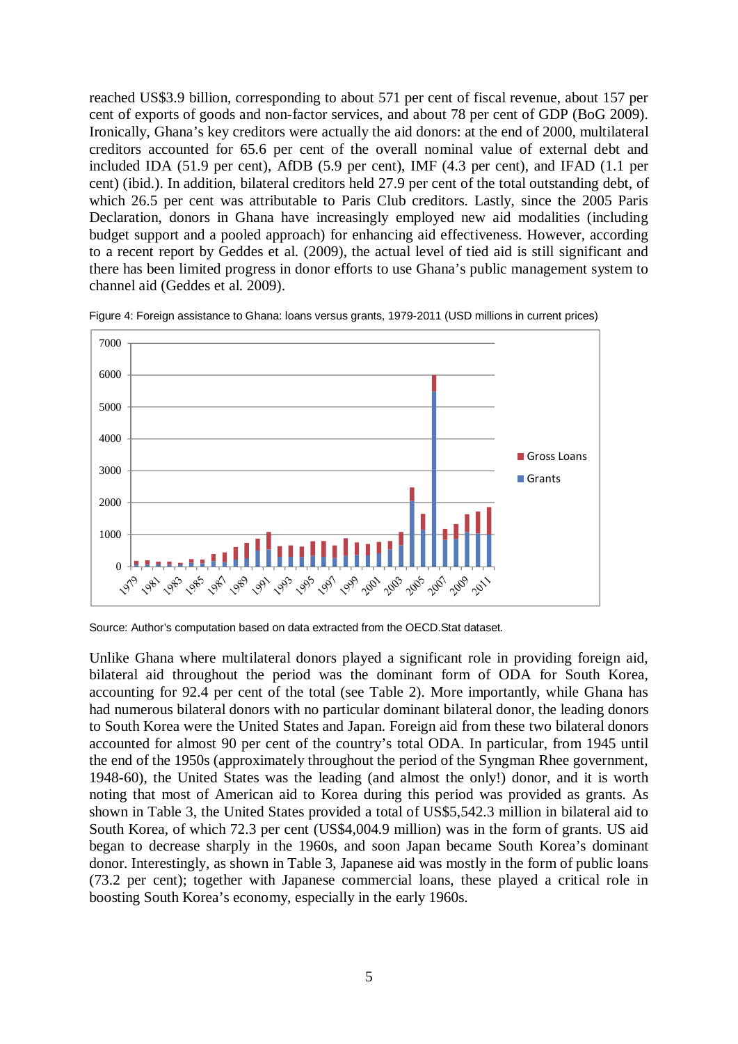reached US$3.9 billion, corresponding to about 571 per cent of fiscal revenue, about 157 per cent of exports of goods and non-factor services, and about 78 per cent of GDP (BoG 2009). Ironically, Ghana's key creditors were actually the aid donors: at the end of 2000, multilateral creditors accounted for 65.6 per cent of the overall nominal value of external debt and included IDA (51.9 per cent), AfDB (5.9 per cent), IMF (4.3 per cent), and IFAD (1.1 per cent) (ibid.). In addition, bilateral creditors held 27.9 per cent of the total outstanding debt, of which 26.5 per cent was attributable to Paris Club creditors. Lastly, since the 2005 Paris Declaration, donors in Ghana have increasingly employed new aid modalities (including budget support and a pooled approach) for enhancing aid effectiveness. However, according to a recent report by Geddes et al. (2009), the actual level of tied aid is still significant and there has been limited progress in donor efforts to use Ghana's public management system to channel aid (Geddes et al. 2009).

Figure 4: Foreign assistance to Ghana: loans versus grants, 1979-2011 (USD millions in current prices)

Source: Author's computation based on data extracted from the OECD.Stat dataset.

Unlike Ghana where multilateral donors played a significant role in providing foreign aid, bilateral aid throughout the period was the dominant form of ODA for South Korea, accounting for 92.4 per cent of the total (see Table 2). More importantly, while Ghana has had numerous bilateral donors with no particular dominant bilateral donor, the leading donors to South Korea were the United States and Japan. Foreign aid from these two bilateral donors accounted for almost 90 per cent of the country's total ODA. In particular, from 1945 until the end of the 1950s (approximately throughout the period of the Syngman Rhee government, 1948-60), the United States was the leading (and almost the only!) donor, and it is worth noting that most of American aid to Korea during this period was provided as grants. As shown in Table 3, the United States provided a total of US$5,542.3 million in bilateral aid to South Korea, of which 72.3 per cent (US$4,004.9 million) was in the form of grants. US aid began to decrease sharply in the 1960s, and soon Japan became South Korea's dominant donor. Interestingly, as shown in Table 3, Japanese aid was mostly in the form of public loans (73.2 per cent); together with Japanese commercial loans, these played a critical role in boosting South Korea's economy, especially in the early 1960s.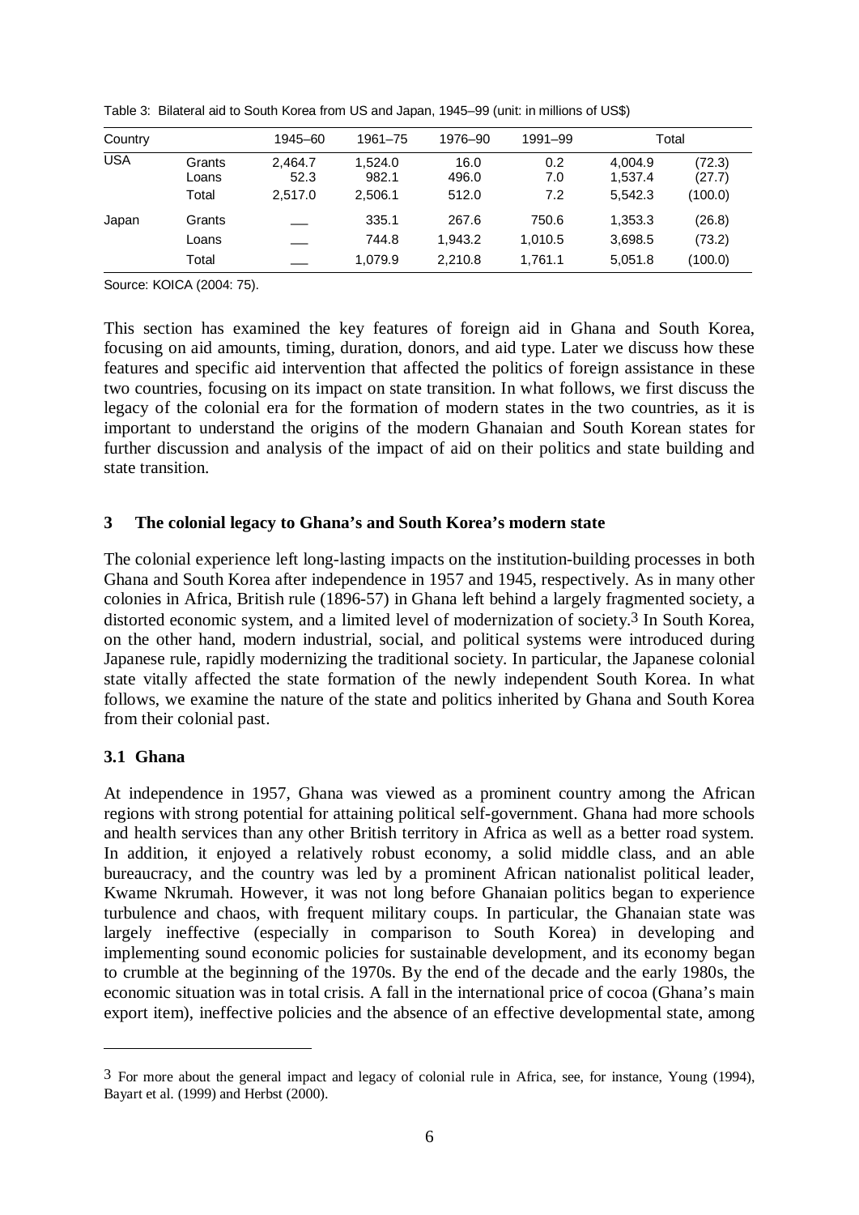Table 3: Bilateral aid to South Korea from US and Japan, 1945–99 (unit: in millions of US$)

| Country | | 1945–60 | 1961–75 | 1976–90 | 1991–99 | Total | |
|---|---|---|---|---|---|---|---|
| USA | Grants | 2,464.7 | 1,524.0 | 16.0 | 0.2 | 4,004.9 | (72.3) |
| | Loans | 52.3 | 982.1 | 496.0 | 7.0 | 1,537.4 | (27.7) |
| | Total | 2,517.0 | 2,506.1 | 512.0 | 7.2 | 5,542.3 | (100.0) |
| Japan | Grants | __ | 335.1 | 267.6 | 750.6 | 1,353.3 | (26.8) |
| | Loans | __ | 744.8 | 1,943.2 | 1,010.5 | 3,698.5 | (73.2) |
| | Total | __ | 1,079.9 | 2,210.8 | 1,761.1 | 5,051.8 | (100.0) |

Source: KOICA (2004: 75).

This section has examined the key features of foreign aid in Ghana and South Korea, focusing on aid amounts, timing, duration, donors, and aid type. Later we discuss how these features and specific aid intervention that affected the politics of foreign assistance in these two countries, focusing on its impact on state transition. In what follows, we first discuss the legacy of the colonial era for the formation of modern states in the two countries, as it is important to understand the origins of the modern Ghanaian and South Korean states for further discussion and analysis of the impact of aid on their politics and state building and state transition.

## 3 The colonial legacy to Ghana's and South Korea's modern state

The colonial experience left long-lasting impacts on the institution-building processes in both Ghana and South Korea after independence in 1957 and 1945, respectively. As in many other colonies in Africa, British rule (1896-57) in Ghana left behind a largely fragmented society, a distorted economic system, and a limited level of modernization of society.[3] In South Korea, on the other hand, modern industrial, social, and political systems were introduced during Japanese rule, rapidly modernizing the traditional society. In particular, the Japanese colonial state vitally affected the state formation of the newly independent South Korea. In what follows, we examine the nature of the state and politics inherited by Ghana and South Korea from their colonial past.

### 3.1 Ghana

At independence in 1957, Ghana was viewed as a prominent country among the African regions with strong potential for attaining political self-government. Ghana had more schools and health services than any other British territory in Africa as well as a better road system. In addition, it enjoyed a relatively robust economy, a solid middle class, and an able bureaucracy, and the country was led by a prominent African nationalist political leader, Kwame Nkrumah. However, it was not long before Ghanaian politics began to experience turbulence and chaos, with frequent military coups. In particular, the Ghanaian state was largely ineffective (especially in comparison to South Korea) in developing and implementing sound economic policies for sustainable development, and its economy began to crumble at the beginning of the 1970s. By the end of the decade and the early 1980s, the economic situation was in total crisis. A fall in the international price of cocoa (Ghana's main export item), ineffective policies and the absence of an effective developmental state, among

[3] For more about the general impact and legacy of colonial rule in Africa, see, for instance, Young (1994), Bayart et al. (1999) and Herbst (2000).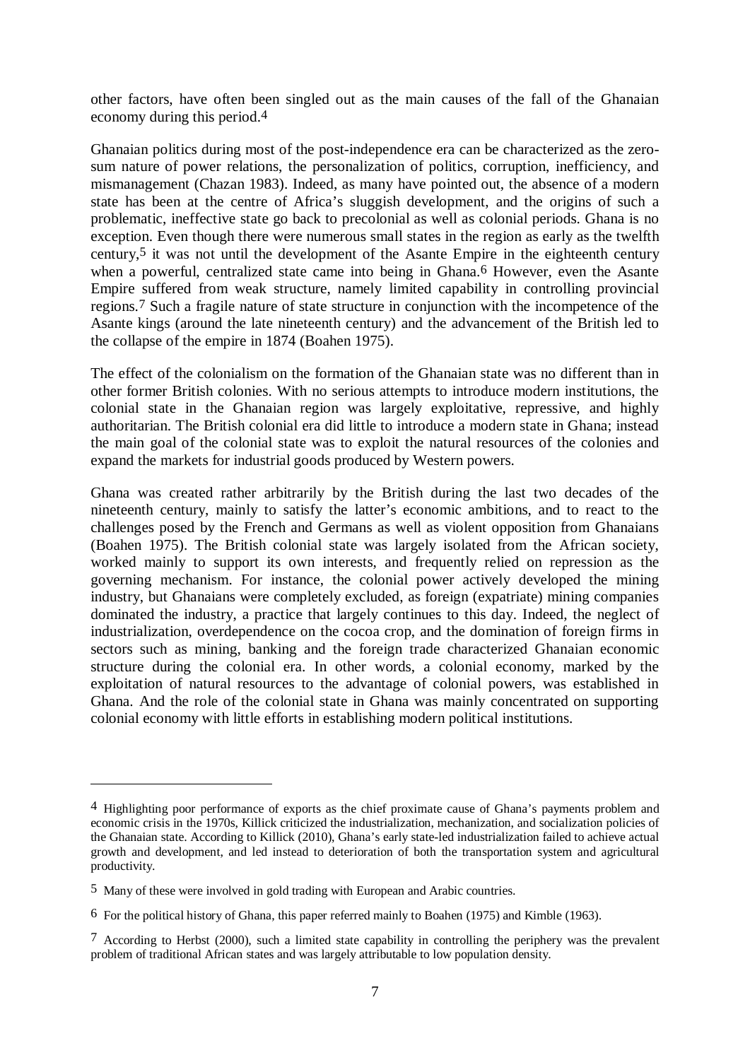other factors, have often been singled out as the main causes of the fall of the Ghanaian economy during this period.[4]

Ghanaian politics during most of the post-independence era can be characterized as the zero-sum nature of power relations, the personalization of politics, corruption, inefficiency, and mismanagement (Chazan 1983). Indeed, as many have pointed out, the absence of a modern state has been at the centre of Africa's sluggish development, and the origins of such a problematic, ineffective state go back to precolonial as well as colonial periods. Ghana is no exception. Even though there were numerous small states in the region as early as the twelfth century,[5] it was not until the development of the Asante Empire in the eighteenth century when a powerful, centralized state came into being in Ghana.[6] However, even the Asante Empire suffered from weak structure, namely limited capability in controlling provincial regions.[7] Such a fragile nature of state structure in conjunction with the incompetence of the Asante kings (around the late nineteenth century) and the advancement of the British led to the collapse of the empire in 1874 (Boahen 1975).

The effect of the colonialism on the formation of the Ghanaian state was no different than in other former British colonies. With no serious attempts to introduce modern institutions, the colonial state in the Ghanaian region was largely exploitative, repressive, and highly authoritarian. The British colonial era did little to introduce a modern state in Ghana; instead the main goal of the colonial state was to exploit the natural resources of the colonies and expand the markets for industrial goods produced by Western powers.

Ghana was created rather arbitrarily by the British during the last two decades of the nineteenth century, mainly to satisfy the latter's economic ambitions, and to react to the challenges posed by the French and Germans as well as violent opposition from Ghanaians (Boahen 1975). The British colonial state was largely isolated from the African society, worked mainly to support its own interests, and frequently relied on repression as the governing mechanism. For instance, the colonial power actively developed the mining industry, but Ghanaians were completely excluded, as foreign (expatriate) mining companies dominated the industry, a practice that largely continues to this day. Indeed, the neglect of industrialization, overdependence on the cocoa crop, and the domination of foreign firms in sectors such as mining, banking and the foreign trade characterized Ghanaian economic structure during the colonial era. In other words, a colonial economy, marked by the exploitation of natural resources to the advantage of colonial powers, was established in Ghana. And the role of the colonial state in Ghana was mainly concentrated on supporting colonial economy with little efforts in establishing modern political institutions.

---

[4] Highlighting poor performance of exports as the chief proximate cause of Ghana's payments problem and economic crisis in the 1970s, Killick criticized the industrialization, mechanization, and socialization policies of the Ghanaian state. According to Killick (2010), Ghana's early state-led industrialization failed to achieve actual growth and development, and led instead to deterioration of both the transportation system and agricultural productivity.

[5] Many of these were involved in gold trading with European and Arabic countries.

[6] For the political history of Ghana, this paper referred mainly to Boahen (1975) and Kimble (1963).

[7] According to Herbst (2000), such a limited state capability in controlling the periphery was the prevalent problem of traditional African states and was largely attributable to low population density.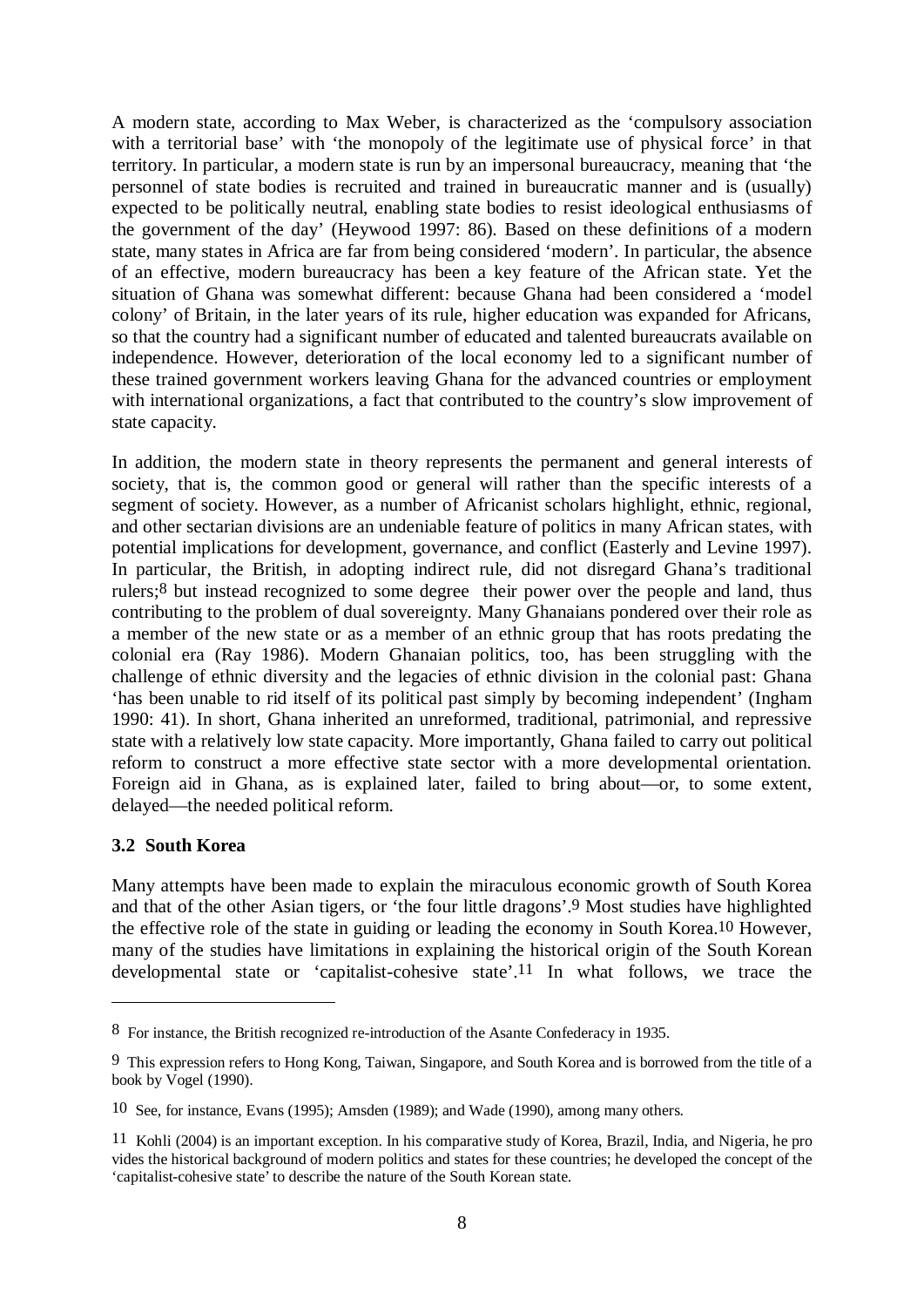A modern state, according to Max Weber, is characterized as the 'compulsory association with a territorial base' with 'the monopoly of the legitimate use of physical force' in that territory. In particular, a modern state is run by an impersonal bureaucracy, meaning that 'the personnel of state bodies is recruited and trained in bureaucratic manner and is (usually) expected to be politically neutral, enabling state bodies to resist ideological enthusiasms of the government of the day' (Heywood 1997: 86). Based on these definitions of a modern state, many states in Africa are far from being considered 'modern'. In particular, the absence of an effective, modern bureaucracy has been a key feature of the African state. Yet the situation of Ghana was somewhat different: because Ghana had been considered a 'model colony' of Britain, in the later years of its rule, higher education was expanded for Africans, so that the country had a significant number of educated and talented bureaucrats available on independence. However, deterioration of the local economy led to a significant number of these trained government workers leaving Ghana for the advanced countries or employment with international organizations, a fact that contributed to the country's slow improvement of state capacity.

In addition, the modern state in theory represents the permanent and general interests of society, that is, the common good or general will rather than the specific interests of a segment of society. However, as a number of Africanist scholars highlight, ethnic, regional, and other sectarian divisions are an undeniable feature of politics in many African states, with potential implications for development, governance, and conflict (Easterly and Levine 1997). In particular, the British, in adopting indirect rule, did not disregard Ghana's traditional rulers;[8] but instead recognized to some degree their power over the people and land, thus contributing to the problem of dual sovereignty. Many Ghanaians pondered over their role as a member of the new state or as a member of an ethnic group that has roots predating the colonial era (Ray 1986). Modern Ghanaian politics, too, has been struggling with the challenge of ethnic diversity and the legacies of ethnic division in the colonial past: Ghana 'has been unable to rid itself of its political past simply by becoming independent' (Ingham 1990: 41). In short, Ghana inherited an unreformed, traditional, patrimonial, and repressive state with a relatively low state capacity. More importantly, Ghana failed to carry out political reform to construct a more effective state sector with a more developmental orientation. Foreign aid in Ghana, as is explained later, failed to bring about—or, to some extent, delayed—the needed political reform.

### 3.2 South Korea

Many attempts have been made to explain the miraculous economic growth of South Korea and that of the other Asian tigers, or 'the four little dragons'.[9] Most studies have highlighted the effective role of the state in guiding or leading the economy in South Korea.[10] However, many of the studies have limitations in explaining the historical origin of the South Korean developmental state or 'capitalist-cohesive state'.[11] In what follows, we trace the

---

[8] For instance, the British recognized re-introduction of the Asante Confederacy in 1935.

[9] This expression refers to Hong Kong, Taiwan, Singapore, and South Korea and is borrowed from the title of a book by Vogel (1990).

[10] See, for instance, Evans (1995); Amsden (1989); and Wade (1990), among many others.

[11] Kohli (2004) is an important exception. In his comparative study of Korea, Brazil, India, and Nigeria, he provides the historical background of modern politics and states for these countries; he developed the concept of the 'capitalist-cohesive state' to describe the nature of the South Korean state.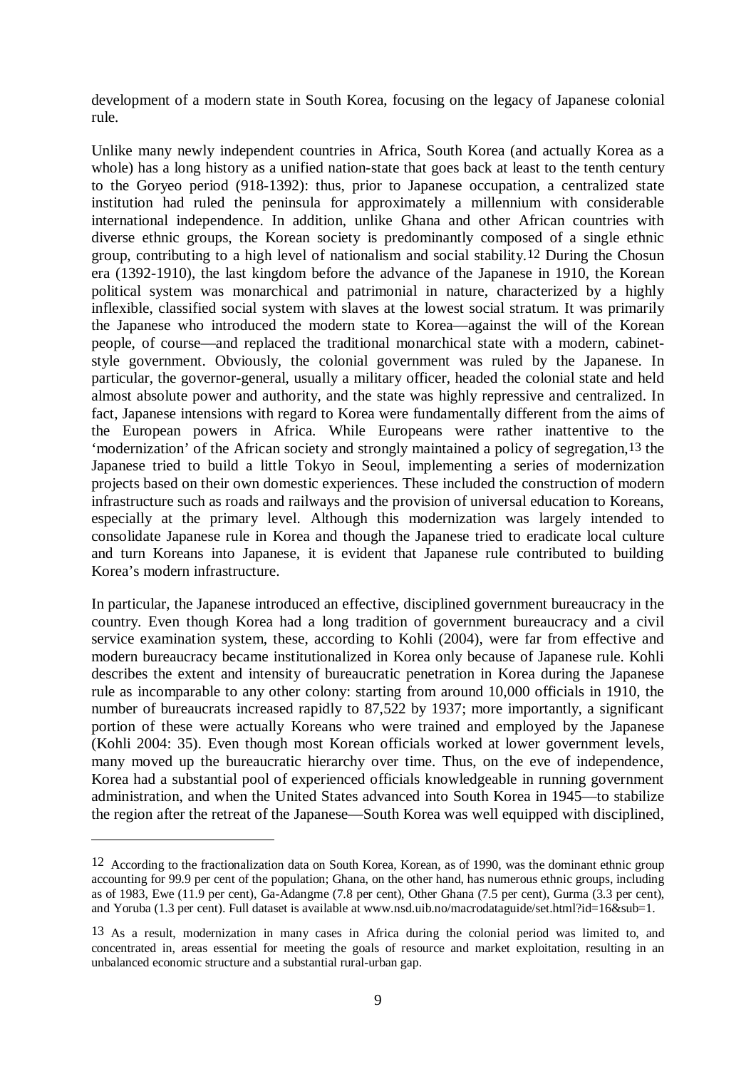development of a modern state in South Korea, focusing on the legacy of Japanese colonial rule.

Unlike many newly independent countries in Africa, South Korea (and actually Korea as a whole) has a long history as a unified nation-state that goes back at least to the tenth century to the Goryeo period (918-1392): thus, prior to Japanese occupation, a centralized state institution had ruled the peninsula for approximately a millennium with considerable international independence. In addition, unlike Ghana and other African countries with diverse ethnic groups, the Korean society is predominantly composed of a single ethnic group, contributing to a high level of nationalism and social stability.[12] During the Chosun era (1392-1910), the last kingdom before the advance of the Japanese in 1910, the Korean political system was monarchical and patrimonial in nature, characterized by a highly inflexible, classified social system with slaves at the lowest social stratum. It was primarily the Japanese who introduced the modern state to Korea—against the will of the Korean people, of course—and replaced the traditional monarchical state with a modern, cabinet-style government. Obviously, the colonial government was ruled by the Japanese. In particular, the governor-general, usually a military officer, headed the colonial state and held almost absolute power and authority, and the state was highly repressive and centralized. In fact, Japanese intensions with regard to Korea were fundamentally different from the aims of the European powers in Africa. While Europeans were rather inattentive to the 'modernization' of the African society and strongly maintained a policy of segregation,[13] the Japanese tried to build a little Tokyo in Seoul, implementing a series of modernization projects based on their own domestic experiences. These included the construction of modern infrastructure such as roads and railways and the provision of universal education to Koreans, especially at the primary level. Although this modernization was largely intended to consolidate Japanese rule in Korea and though the Japanese tried to eradicate local culture and turn Koreans into Japanese, it is evident that Japanese rule contributed to building Korea's modern infrastructure.

In particular, the Japanese introduced an effective, disciplined government bureaucracy in the country. Even though Korea had a long tradition of government bureaucracy and a civil service examination system, these, according to Kohli (2004), were far from effective and modern bureaucracy became institutionalized in Korea only because of Japanese rule. Kohli describes the extent and intensity of bureaucratic penetration in Korea during the Japanese rule as incomparable to any other colony: starting from around 10,000 officials in 1910, the number of bureaucrats increased rapidly to 87,522 by 1937; more importantly, a significant portion of these were actually Koreans who were trained and employed by the Japanese (Kohli 2004: 35). Even though most Korean officials worked at lower government levels, many moved up the bureaucratic hierarchy over time. Thus, on the eve of independence, Korea had a substantial pool of experienced officials knowledgeable in running government administration, and when the United States advanced into South Korea in 1945—to stabilize the region after the retreat of the Japanese—South Korea was well equipped with disciplined,

---

[12] According to the fractionalization data on South Korea, Korean, as of 1990, was the dominant ethnic group accounting for 99.9 per cent of the population; Ghana, on the other hand, has numerous ethnic groups, including as of 1983, Ewe (11.9 per cent), Ga-Adangme (7.8 per cent), Other Ghana (7.5 per cent), Gurma (3.3 per cent), and Yoruba (1.3 per cent). Full dataset is available at www.nsd.uib.no/macrodataguide/set.html?id=16&sub=1.

[13] As a result, modernization in many cases in Africa during the colonial period was limited to, and concentrated in, areas essential for meeting the goals of resource and market exploitation, resulting in an unbalanced economic structure and a substantial rural-urban gap.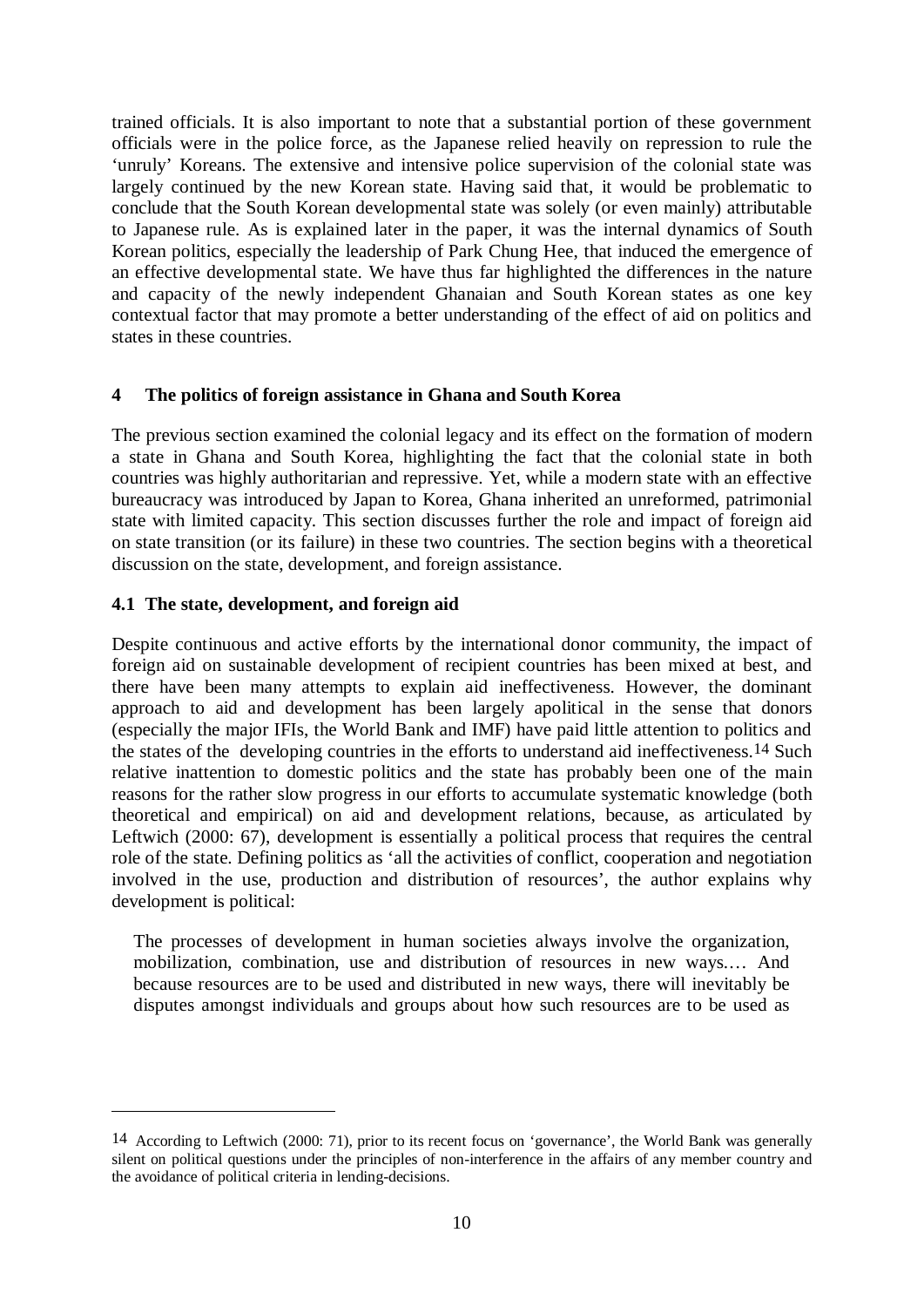trained officials. It is also important to note that a substantial portion of these government officials were in the police force, as the Japanese relied heavily on repression to rule the 'unruly' Koreans. The extensive and intensive police supervision of the colonial state was largely continued by the new Korean state. Having said that, it would be problematic to conclude that the South Korean developmental state was solely (or even mainly) attributable to Japanese rule. As is explained later in the paper, it was the internal dynamics of South Korean politics, especially the leadership of Park Chung Hee, that induced the emergence of an effective developmental state. We have thus far highlighted the differences in the nature and capacity of the newly independent Ghanaian and South Korean states as one key contextual factor that may promote a better understanding of the effect of aid on politics and states in these countries.

## 4 The politics of foreign assistance in Ghana and South Korea

The previous section examined the colonial legacy and its effect on the formation of modern a state in Ghana and South Korea, highlighting the fact that the colonial state in both countries was highly authoritarian and repressive. Yet, while a modern state with an effective bureaucracy was introduced by Japan to Korea, Ghana inherited an unreformed, patrimonial state with limited capacity. This section discusses further the role and impact of foreign aid on state transition (or its failure) in these two countries. The section begins with a theoretical discussion on the state, development, and foreign assistance.

### 4.1 The state, development, and foreign aid

Despite continuous and active efforts by the international donor community, the impact of foreign aid on sustainable development of recipient countries has been mixed at best, and there have been many attempts to explain aid ineffectiveness. However, the dominant approach to aid and development has been largely apolitical in the sense that donors (especially the major IFIs, the World Bank and IMF) have paid little attention to politics and the states of the developing countries in the efforts to understand aid ineffectiveness.[14] Such relative inattention to domestic politics and the state has probably been one of the main reasons for the rather slow progress in our efforts to accumulate systematic knowledge (both theoretical and empirical) on aid and development relations, because, as articulated by Leftwich (2000: 67), development is essentially a political process that requires the central role of the state. Defining politics as 'all the activities of conflict, cooperation and negotiation involved in the use, production and distribution of resources', the author explains why development is political:

> The processes of development in human societies always involve the organization, mobilization, combination, use and distribution of resources in new ways.… And because resources are to be used and distributed in new ways, there will inevitably be disputes amongst individuals and groups about how such resources are to be used as

---

[14] According to Leftwich (2000: 71), prior to its recent focus on 'governance', the World Bank was generally silent on political questions under the principles of non-interference in the affairs of any member country and the avoidance of political criteria in lending-decisions.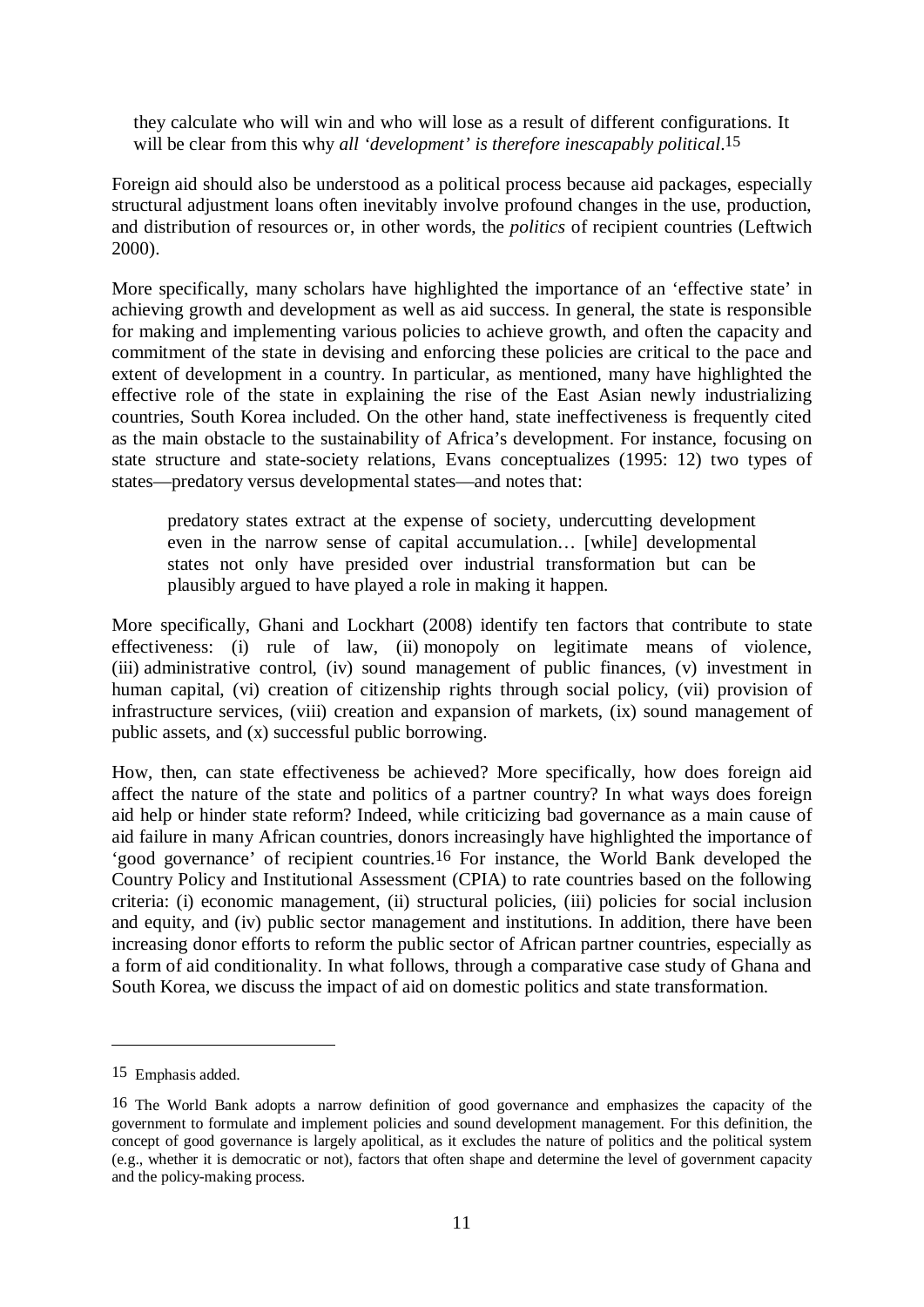> they calculate who will win and who will lose as a result of different configurations. It will be clear from this why *all 'development' is therefore inescapably political*.[15]

Foreign aid should also be understood as a political process because aid packages, especially structural adjustment loans often inevitably involve profound changes in the use, production, and distribution of resources or, in other words, the *politics* of recipient countries (Leftwich 2000).

More specifically, many scholars have highlighted the importance of an 'effective state' in achieving growth and development as well as aid success. In general, the state is responsible for making and implementing various policies to achieve growth, and often the capacity and commitment of the state in devising and enforcing these policies are critical to the pace and extent of development in a country. In particular, as mentioned, many have highlighted the effective role of the state in explaining the rise of the East Asian newly industrializing countries, South Korea included. On the other hand, state ineffectiveness is frequently cited as the main obstacle to the sustainability of Africa's development. For instance, focusing on state structure and state-society relations, Evans conceptualizes (1995: 12) two types of states—predatory versus developmental states—and notes that:

> predatory states extract at the expense of society, undercutting development even in the narrow sense of capital accumulation… [while] developmental states not only have presided over industrial transformation but can be plausibly argued to have played a role in making it happen.

More specifically, Ghani and Lockhart (2008) identify ten factors that contribute to state effectiveness: (i) rule of law, (ii) monopoly on legitimate means of violence, (iii) administrative control, (iv) sound management of public finances, (v) investment in human capital, (vi) creation of citizenship rights through social policy, (vii) provision of infrastructure services, (viii) creation and expansion of markets, (ix) sound management of public assets, and (x) successful public borrowing.

How, then, can state effectiveness be achieved? More specifically, how does foreign aid affect the nature of the state and politics of a partner country? In what ways does foreign aid help or hinder state reform? Indeed, while criticizing bad governance as a main cause of aid failure in many African countries, donors increasingly have highlighted the importance of 'good governance' of recipient countries.[16] For instance, the World Bank developed the Country Policy and Institutional Assessment (CPIA) to rate countries based on the following criteria: (i) economic management, (ii) structural policies, (iii) policies for social inclusion and equity, and (iv) public sector management and institutions. In addition, there have been increasing donor efforts to reform the public sector of African partner countries, especially as a form of aid conditionality. In what follows, through a comparative case study of Ghana and South Korea, we discuss the impact of aid on domestic politics and state transformation.

---

[15] Emphasis added.

[16] The World Bank adopts a narrow definition of good governance and emphasizes the capacity of the government to formulate and implement policies and sound development management. For this definition, the concept of good governance is largely apolitical, as it excludes the nature of politics and the political system (e.g., whether it is democratic or not), factors that often shape and determine the level of government capacity and the policy-making process.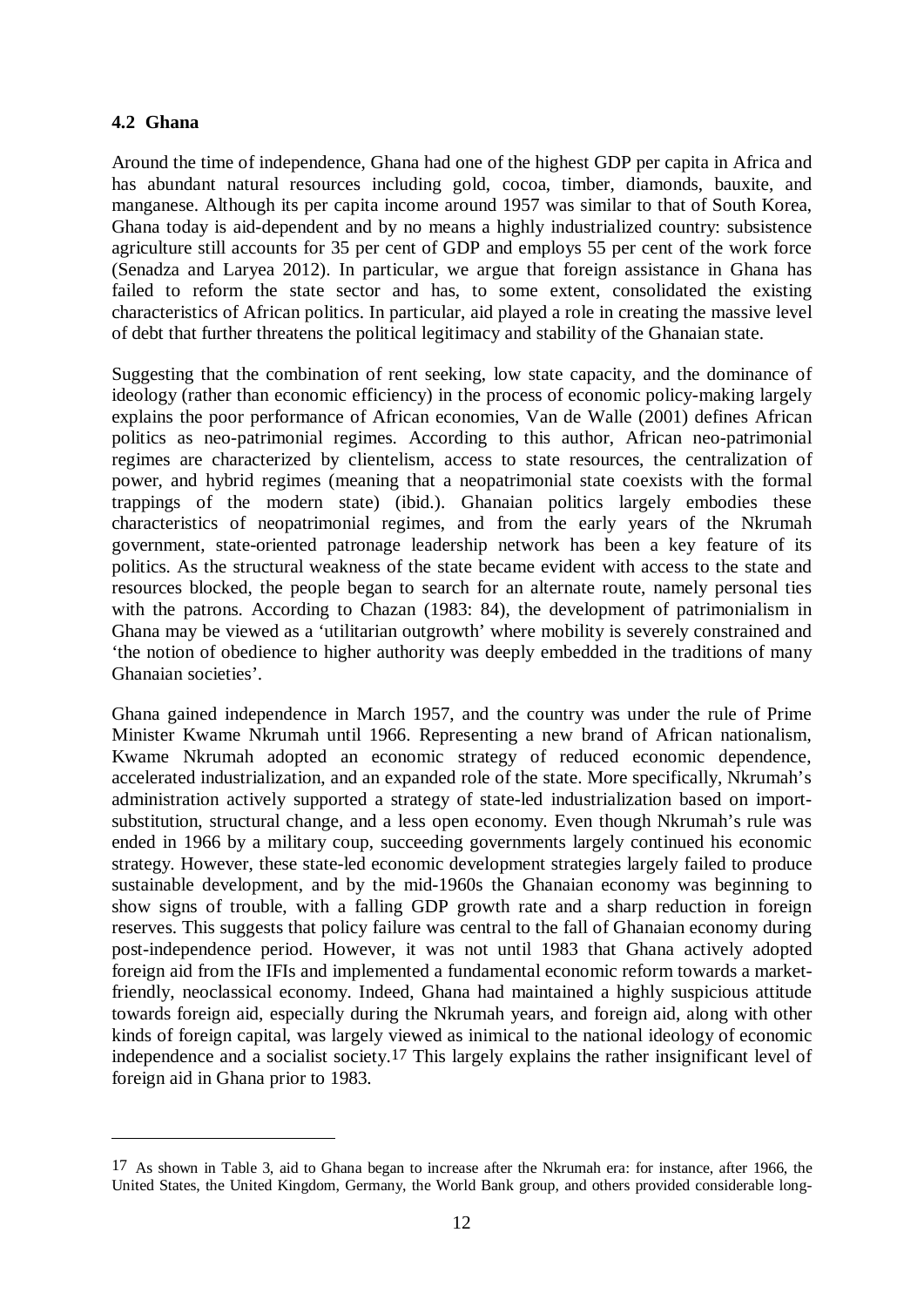### 4.2 Ghana

Around the time of independence, Ghana had one of the highest GDP per capita in Africa and has abundant natural resources including gold, cocoa, timber, diamonds, bauxite, and manganese. Although its per capita income around 1957 was similar to that of South Korea, Ghana today is aid-dependent and by no means a highly industrialized country: subsistence agriculture still accounts for 35 per cent of GDP and employs 55 per cent of the work force (Senadza and Laryea 2012). In particular, we argue that foreign assistance in Ghana has failed to reform the state sector and has, to some extent, consolidated the existing characteristics of African politics. In particular, aid played a role in creating the massive level of debt that further threatens the political legitimacy and stability of the Ghanaian state.

Suggesting that the combination of rent seeking, low state capacity, and the dominance of ideology (rather than economic efficiency) in the process of economic policy-making largely explains the poor performance of African economies, Van de Walle (2001) defines African politics as neo-patrimonial regimes. According to this author, African neo-patrimonial regimes are characterized by clientelism, access to state resources, the centralization of power, and hybrid regimes (meaning that a neopatrimonial state coexists with the formal trappings of the modern state) (ibid.). Ghanaian politics largely embodies these characteristics of neopatrimonial regimes, and from the early years of the Nkrumah government, state-oriented patronage leadership network has been a key feature of its politics. As the structural weakness of the state became evident with access to the state and resources blocked, the people began to search for an alternate route, namely personal ties with the patrons. According to Chazan (1983: 84), the development of patrimonialism in Ghana may be viewed as a 'utilitarian outgrowth' where mobility is severely constrained and 'the notion of obedience to higher authority was deeply embedded in the traditions of many Ghanaian societies'.

Ghana gained independence in March 1957, and the country was under the rule of Prime Minister Kwame Nkrumah until 1966. Representing a new brand of African nationalism, Kwame Nkrumah adopted an economic strategy of reduced economic dependence, accelerated industrialization, and an expanded role of the state. More specifically, Nkrumah's administration actively supported a strategy of state-led industrialization based on import-substitution, structural change, and a less open economy. Even though Nkrumah's rule was ended in 1966 by a military coup, succeeding governments largely continued his economic strategy. However, these state-led economic development strategies largely failed to produce sustainable development, and by the mid-1960s the Ghanaian economy was beginning to show signs of trouble, with a falling GDP growth rate and a sharp reduction in foreign reserves. This suggests that policy failure was central to the fall of Ghanaian economy during post-independence period. However, it was not until 1983 that Ghana actively adopted foreign aid from the IFIs and implemented a fundamental economic reform towards a market-friendly, neoclassical economy. Indeed, Ghana had maintained a highly suspicious attitude towards foreign aid, especially during the Nkrumah years, and foreign aid, along with other kinds of foreign capital, was largely viewed as inimical to the national ideology of economic independence and a socialist society.[17] This largely explains the rather insignificant level of foreign aid in Ghana prior to 1983.

---

[17] As shown in Table 3, aid to Ghana began to increase after the Nkrumah era: for instance, after 1966, the United States, the United Kingdom, Germany, the World Bank group, and others provided considerable long-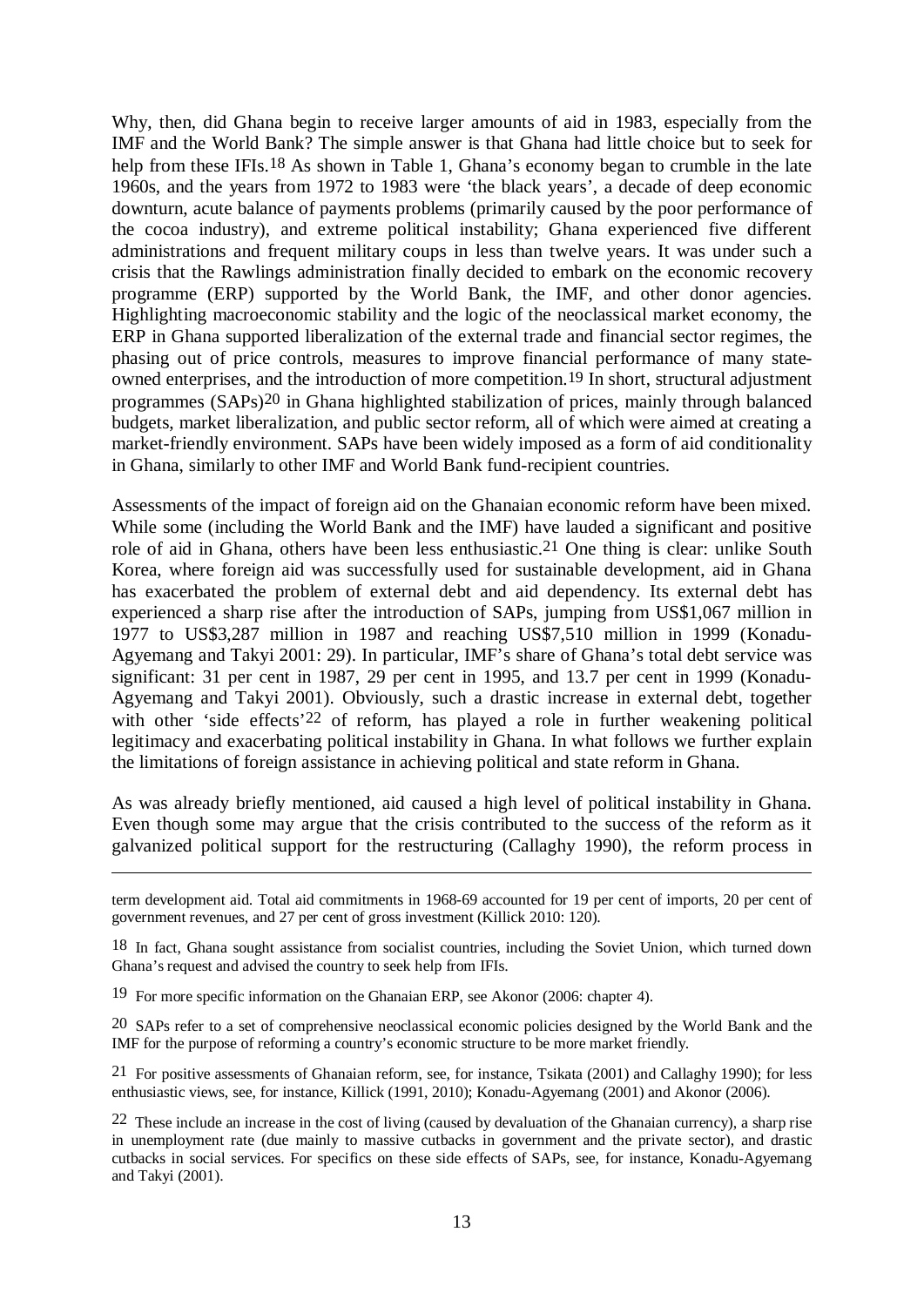Why, then, did Ghana begin to receive larger amounts of aid in 1983, especially from the IMF and the World Bank? The simple answer is that Ghana had little choice but to seek for help from these IFIs.[18] As shown in Table 1, Ghana's economy began to crumble in the late 1960s, and the years from 1972 to 1983 were 'the black years', a decade of deep economic downturn, acute balance of payments problems (primarily caused by the poor performance of the cocoa industry), and extreme political instability; Ghana experienced five different administrations and frequent military coups in less than twelve years. It was under such a crisis that the Rawlings administration finally decided to embark on the economic recovery programme (ERP) supported by the World Bank, the IMF, and other donor agencies. Highlighting macroeconomic stability and the logic of the neoclassical market economy, the ERP in Ghana supported liberalization of the external trade and financial sector regimes, the phasing out of price controls, measures to improve financial performance of many state-owned enterprises, and the introduction of more competition.[19] In short, structural adjustment programmes (SAPs)[20] in Ghana highlighted stabilization of prices, mainly through balanced budgets, market liberalization, and public sector reform, all of which were aimed at creating a market-friendly environment. SAPs have been widely imposed as a form of aid conditionality in Ghana, similarly to other IMF and World Bank fund-recipient countries.

Assessments of the impact of foreign aid on the Ghanaian economic reform have been mixed. While some (including the World Bank and the IMF) have lauded a significant and positive role of aid in Ghana, others have been less enthusiastic.[21] One thing is clear: unlike South Korea, where foreign aid was successfully used for sustainable development, aid in Ghana has exacerbated the problem of external debt and aid dependency. Its external debt has experienced a sharp rise after the introduction of SAPs, jumping from US$1,067 million in 1977 to US$3,287 million in 1987 and reaching US$7,510 million in 1999 (Konadu-Agyemang and Takyi 2001: 29). In particular, IMF's share of Ghana's total debt service was significant: 31 per cent in 1987, 29 per cent in 1995, and 13.7 per cent in 1999 (Konadu-Agyemang and Takyi 2001). Obviously, such a drastic increase in external debt, together with other 'side effects'[22] of reform, has played a role in further weakening political legitimacy and exacerbating political instability in Ghana. In what follows we further explain the limitations of foreign assistance in achieving political and state reform in Ghana.

As was already briefly mentioned, aid caused a high level of political instability in Ghana. Even though some may argue that the crisis contributed to the success of the reform as it galvanized political support for the restructuring (Callaghy 1990), the reform process in

---

term development aid. Total aid commitments in 1968-69 accounted for 19 per cent of imports, 20 per cent of government revenues, and 27 per cent of gross investment (Killick 2010: 120).

[18] In fact, Ghana sought assistance from socialist countries, including the Soviet Union, which turned down Ghana's request and advised the country to seek help from IFIs.

[19] For more specific information on the Ghanaian ERP, see Akonor (2006: chapter 4).

[20] SAPs refer to a set of comprehensive neoclassical economic policies designed by the World Bank and the IMF for the purpose of reforming a country's economic structure to be more market friendly.

[21] For positive assessments of Ghanaian reform, see, for instance, Tsikata (2001) and Callaghy 1990); for less enthusiastic views, see, for instance, Killick (1991, 2010); Konadu-Agyemang (2001) and Akonor (2006).

[22] These include an increase in the cost of living (caused by devaluation of the Ghanaian currency), a sharp rise in unemployment rate (due mainly to massive cutbacks in government and the private sector), and drastic cutbacks in social services. For specifics on these side effects of SAPs, see, for instance, Konadu-Agyemang and Takyi (2001).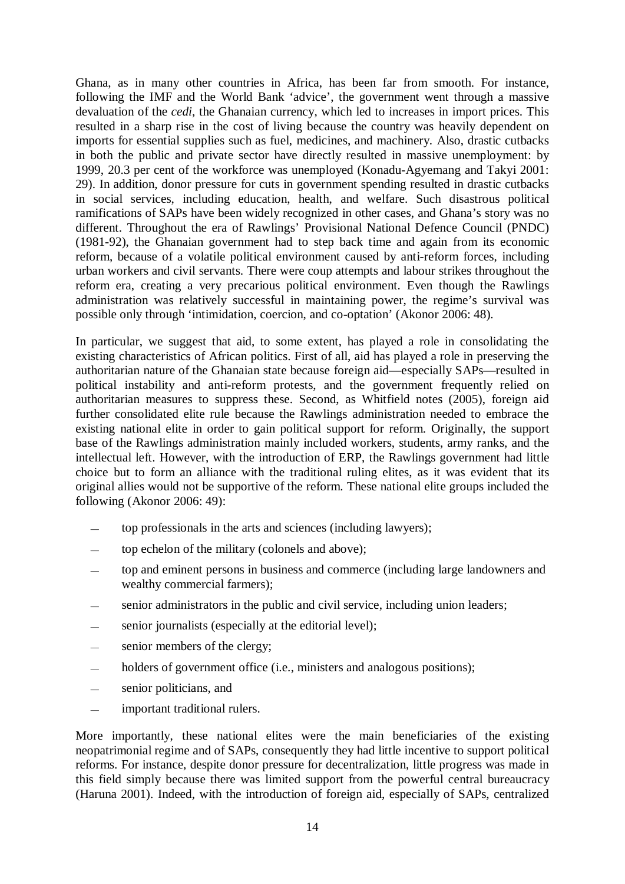Ghana, as in many other countries in Africa, has been far from smooth. For instance, following the IMF and the World Bank 'advice', the government went through a massive devaluation of the *cedi*, the Ghanaian currency, which led to increases in import prices. This resulted in a sharp rise in the cost of living because the country was heavily dependent on imports for essential supplies such as fuel, medicines, and machinery. Also, drastic cutbacks in both the public and private sector have directly resulted in massive unemployment: by 1999, 20.3 per cent of the workforce was unemployed (Konadu-Agyemang and Takyi 2001: 29). In addition, donor pressure for cuts in government spending resulted in drastic cutbacks in social services, including education, health, and welfare. Such disastrous political ramifications of SAPs have been widely recognized in other cases, and Ghana's story was no different. Throughout the era of Rawlings' Provisional National Defence Council (PNDC) (1981-92), the Ghanaian government had to step back time and again from its economic reform, because of a volatile political environment caused by anti-reform forces, including urban workers and civil servants. There were coup attempts and labour strikes throughout the reform era, creating a very precarious political environment. Even though the Rawlings administration was relatively successful in maintaining power, the regime's survival was possible only through 'intimidation, coercion, and co-optation' (Akonor 2006: 48).

In particular, we suggest that aid, to some extent, has played a role in consolidating the existing characteristics of African politics. First of all, aid has played a role in preserving the authoritarian nature of the Ghanaian state because foreign aid—especially SAPs—resulted in political instability and anti-reform protests, and the government frequently relied on authoritarian measures to suppress these. Second, as Whitfield notes (2005), foreign aid further consolidated elite rule because the Rawlings administration needed to embrace the existing national elite in order to gain political support for reform. Originally, the support base of the Rawlings administration mainly included workers, students, army ranks, and the intellectual left. However, with the introduction of ERP, the Rawlings government had little choice but to form an alliance with the traditional ruling elites, as it was evident that its original allies would not be supportive of the reform. These national elite groups included the following (Akonor 2006: 49):

- top professionals in the arts and sciences (including lawyers);
- top echelon of the military (colonels and above);
- top and eminent persons in business and commerce (including large landowners and wealthy commercial farmers);
- senior administrators in the public and civil service, including union leaders;
- senior journalists (especially at the editorial level);
- senior members of the clergy;
- holders of government office (i.e., ministers and analogous positions);
- senior politicians, and
- important traditional rulers.

More importantly, these national elites were the main beneficiaries of the existing neopatrimonial regime and of SAPs, consequently they had little incentive to support political reforms. For instance, despite donor pressure for decentralization, little progress was made in this field simply because there was limited support from the powerful central bureaucracy (Haruna 2001). Indeed, with the introduction of foreign aid, especially of SAPs, centralized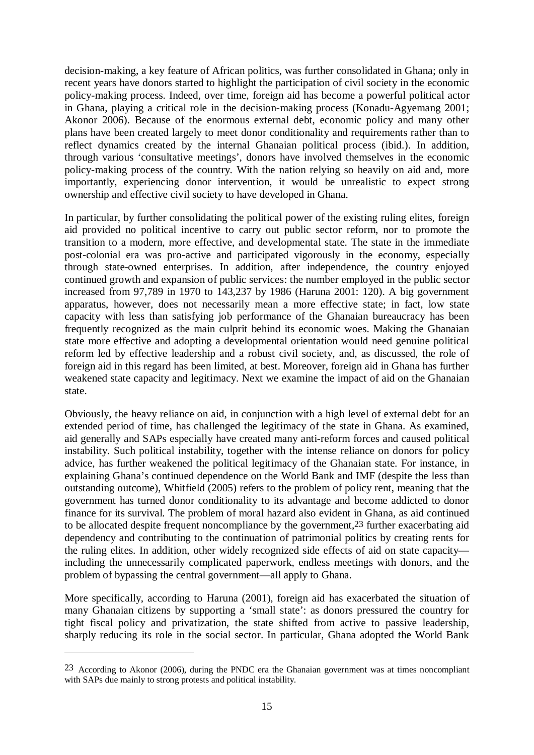decision-making, a key feature of African politics, was further consolidated in Ghana; only in recent years have donors started to highlight the participation of civil society in the economic policy-making process. Indeed, over time, foreign aid has become a powerful political actor in Ghana, playing a critical role in the decision-making process (Konadu-Agyemang 2001; Akonor 2006). Because of the enormous external debt, economic policy and many other plans have been created largely to meet donor conditionality and requirements rather than to reflect dynamics created by the internal Ghanaian political process (ibid.). In addition, through various 'consultative meetings', donors have involved themselves in the economic policy-making process of the country. With the nation relying so heavily on aid and, more importantly, experiencing donor intervention, it would be unrealistic to expect strong ownership and effective civil society to have developed in Ghana.

In particular, by further consolidating the political power of the existing ruling elites, foreign aid provided no political incentive to carry out public sector reform, nor to promote the transition to a modern, more effective, and developmental state. The state in the immediate post-colonial era was pro-active and participated vigorously in the economy, especially through state-owned enterprises. In addition, after independence, the country enjoyed continued growth and expansion of public services: the number employed in the public sector increased from 97,789 in 1970 to 143,237 by 1986 (Haruna 2001: 120). A big government apparatus, however, does not necessarily mean a more effective state; in fact, low state capacity with less than satisfying job performance of the Ghanaian bureaucracy has been frequently recognized as the main culprit behind its economic woes. Making the Ghanaian state more effective and adopting a developmental orientation would need genuine political reform led by effective leadership and a robust civil society, and, as discussed, the role of foreign aid in this regard has been limited, at best. Moreover, foreign aid in Ghana has further weakened state capacity and legitimacy. Next we examine the impact of aid on the Ghanaian state.

Obviously, the heavy reliance on aid, in conjunction with a high level of external debt for an extended period of time, has challenged the legitimacy of the state in Ghana. As examined, aid generally and SAPs especially have created many anti-reform forces and caused political instability. Such political instability, together with the intense reliance on donors for policy advice, has further weakened the political legitimacy of the Ghanaian state. For instance, in explaining Ghana's continued dependence on the World Bank and IMF (despite the less than outstanding outcome), Whitfield (2005) refers to the problem of policy rent, meaning that the government has turned donor conditionality to its advantage and become addicted to donor finance for its survival. The problem of moral hazard also evident in Ghana, as aid continued to be allocated despite frequent noncompliance by the government,[23] further exacerbating aid dependency and contributing to the continuation of patrimonial politics by creating rents for the ruling elites. In addition, other widely recognized side effects of aid on state capacity—including the unnecessarily complicated paperwork, endless meetings with donors, and the problem of bypassing the central government—all apply to Ghana.

More specifically, according to Haruna (2001), foreign aid has exacerbated the situation of many Ghanaian citizens by supporting a 'small state': as donors pressured the country for tight fiscal policy and privatization, the state shifted from active to passive leadership, sharply reducing its role in the social sector. In particular, Ghana adopted the World Bank

---

[23] According to Akonor (2006), during the PNDC era the Ghanaian government was at times noncompliant with SAPs due mainly to strong protests and political instability.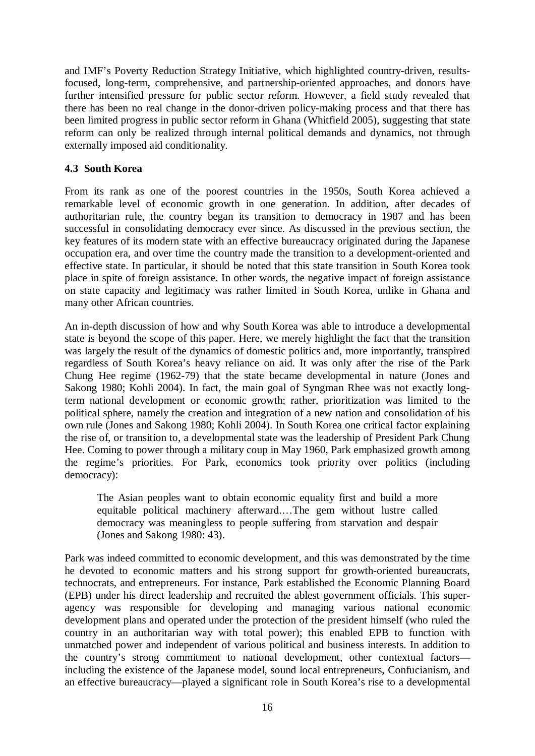and IMF's Poverty Reduction Strategy Initiative, which highlighted country-driven, results-focused, long-term, comprehensive, and partnership-oriented approaches, and donors have further intensified pressure for public sector reform. However, a field study revealed that there has been no real change in the donor-driven policy-making process and that there has been limited progress in public sector reform in Ghana (Whitfield 2005), suggesting that state reform can only be realized through internal political demands and dynamics, not through externally imposed aid conditionality.

### 4.3 South Korea

From its rank as one of the poorest countries in the 1950s, South Korea achieved a remarkable level of economic growth in one generation. In addition, after decades of authoritarian rule, the country began its transition to democracy in 1987 and has been successful in consolidating democracy ever since. As discussed in the previous section, the key features of its modern state with an effective bureaucracy originated during the Japanese occupation era, and over time the country made the transition to a development-oriented and effective state. In particular, it should be noted that this state transition in South Korea took place in spite of foreign assistance. In other words, the negative impact of foreign assistance on state capacity and legitimacy was rather limited in South Korea, unlike in Ghana and many other African countries.

An in-depth discussion of how and why South Korea was able to introduce a developmental state is beyond the scope of this paper. Here, we merely highlight the fact that the transition was largely the result of the dynamics of domestic politics and, more importantly, transpired regardless of South Korea's heavy reliance on aid. It was only after the rise of the Park Chung Hee regime (1962-79) that the state became developmental in nature (Jones and Sakong 1980; Kohli 2004). In fact, the main goal of Syngman Rhee was not exactly long-term national development or economic growth; rather, prioritization was limited to the political sphere, namely the creation and integration of a new nation and consolidation of his own rule (Jones and Sakong 1980; Kohli 2004). In South Korea one critical factor explaining the rise of, or transition to, a developmental state was the leadership of President Park Chung Hee. Coming to power through a military coup in May 1960, Park emphasized growth among the regime's priorities. For Park, economics took priority over politics (including democracy):

> The Asian peoples want to obtain economic equality first and build a more equitable political machinery afterward.…The gem without lustre called democracy was meaningless to people suffering from starvation and despair (Jones and Sakong 1980: 43).

Park was indeed committed to economic development, and this was demonstrated by the time he devoted to economic matters and his strong support for growth-oriented bureaucrats, technocrats, and entrepreneurs. For instance, Park established the Economic Planning Board (EPB) under his direct leadership and recruited the ablest government officials. This super-agency was responsible for developing and managing various national economic development plans and operated under the protection of the president himself (who ruled the country in an authoritarian way with total power); this enabled EPB to function with unmatched power and independent of various political and business interests. In addition to the country's strong commitment to national development, other contextual factors—including the existence of the Japanese model, sound local entrepreneurs, Confucianism, and an effective bureaucracy—played a significant role in South Korea's rise to a developmental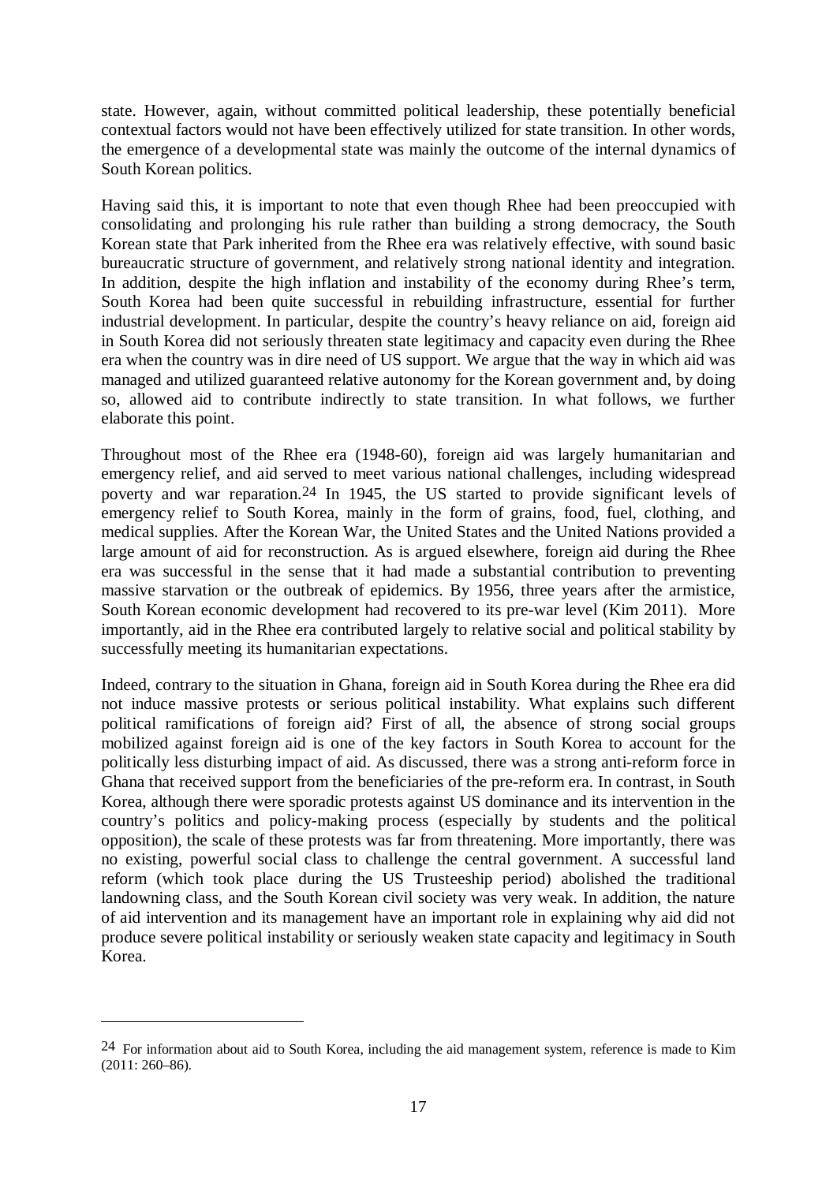state. However, again, without committed political leadership, these potentially beneficial contextual factors would not have been effectively utilized for state transition. In other words, the emergence of a developmental state was mainly the outcome of the internal dynamics of South Korean politics.

Having said this, it is important to note that even though Rhee had been preoccupied with consolidating and prolonging his rule rather than building a strong democracy, the South Korean state that Park inherited from the Rhee era was relatively effective, with sound basic bureaucratic structure of government, and relatively strong national identity and integration. In addition, despite the high inflation and instability of the economy during Rhee's term, South Korea had been quite successful in rebuilding infrastructure, essential for further industrial development. In particular, despite the country's heavy reliance on aid, foreign aid in South Korea did not seriously threaten state legitimacy and capacity even during the Rhee era when the country was in dire need of US support. We argue that the way in which aid was managed and utilized guaranteed relative autonomy for the Korean government and, by doing so, allowed aid to contribute indirectly to state transition. In what follows, we further elaborate this point.

Throughout most of the Rhee era (1948-60), foreign aid was largely humanitarian and emergency relief, and aid served to meet various national challenges, including widespread poverty and war reparation.[24] In 1945, the US started to provide significant levels of emergency relief to South Korea, mainly in the form of grains, food, fuel, clothing, and medical supplies. After the Korean War, the United States and the United Nations provided a large amount of aid for reconstruction. As is argued elsewhere, foreign aid during the Rhee era was successful in the sense that it had made a substantial contribution to preventing massive starvation or the outbreak of epidemics. By 1956, three years after the armistice, South Korean economic development had recovered to its pre-war level (Kim 2011). More importantly, aid in the Rhee era contributed largely to relative social and political stability by successfully meeting its humanitarian expectations.

Indeed, contrary to the situation in Ghana, foreign aid in South Korea during the Rhee era did not induce massive protests or serious political instability. What explains such different political ramifications of foreign aid? First of all, the absence of strong social groups mobilized against foreign aid is one of the key factors in South Korea to account for the politically less disturbing impact of aid. As discussed, there was a strong anti-reform force in Ghana that received support from the beneficiaries of the pre-reform era. In contrast, in South Korea, although there were sporadic protests against US dominance and its intervention in the country's politics and policy-making process (especially by students and the political opposition), the scale of these protests was far from threatening. More importantly, there was no existing, powerful social class to challenge the central government. A successful land reform (which took place during the US Trusteeship period) abolished the traditional landowning class, and the South Korean civil society was very weak. In addition, the nature of aid intervention and its management have an important role in explaining why aid did not produce severe political instability or seriously weaken state capacity and legitimacy in South Korea.

---

[24] For information about aid to South Korea, including the aid management system, reference is made to Kim (2011: 260–86).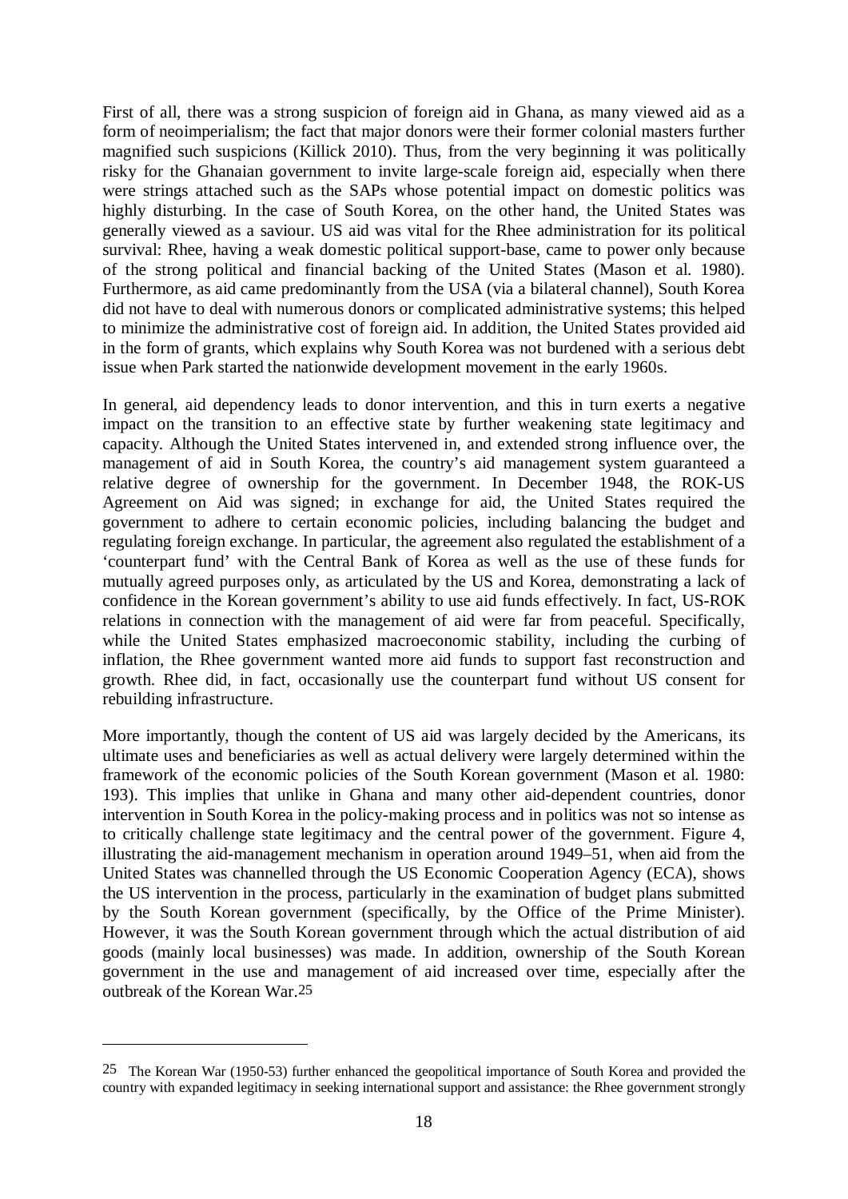First of all, there was a strong suspicion of foreign aid in Ghana, as many viewed aid as a form of neoimperialism; the fact that major donors were their former colonial masters further magnified such suspicions (Killick 2010). Thus, from the very beginning it was politically risky for the Ghanaian government to invite large-scale foreign aid, especially when there were strings attached such as the SAPs whose potential impact on domestic politics was highly disturbing. In the case of South Korea, on the other hand, the United States was generally viewed as a saviour. US aid was vital for the Rhee administration for its political survival: Rhee, having a weak domestic political support-base, came to power only because of the strong political and financial backing of the United States (Mason et al. 1980). Furthermore, as aid came predominantly from the USA (via a bilateral channel), South Korea did not have to deal with numerous donors or complicated administrative systems; this helped to minimize the administrative cost of foreign aid. In addition, the United States provided aid in the form of grants, which explains why South Korea was not burdened with a serious debt issue when Park started the nationwide development movement in the early 1960s.

In general, aid dependency leads to donor intervention, and this in turn exerts a negative impact on the transition to an effective state by further weakening state legitimacy and capacity. Although the United States intervened in, and extended strong influence over, the management of aid in South Korea, the country's aid management system guaranteed a relative degree of ownership for the government. In December 1948, the ROK-US Agreement on Aid was signed; in exchange for aid, the United States required the government to adhere to certain economic policies, including balancing the budget and regulating foreign exchange. In particular, the agreement also regulated the establishment of a 'counterpart fund' with the Central Bank of Korea as well as the use of these funds for mutually agreed purposes only, as articulated by the US and Korea, demonstrating a lack of confidence in the Korean government's ability to use aid funds effectively. In fact, US-ROK relations in connection with the management of aid were far from peaceful. Specifically, while the United States emphasized macroeconomic stability, including the curbing of inflation, the Rhee government wanted more aid funds to support fast reconstruction and growth. Rhee did, in fact, occasionally use the counterpart fund without US consent for rebuilding infrastructure.

More importantly, though the content of US aid was largely decided by the Americans, its ultimate uses and beneficiaries as well as actual delivery were largely determined within the framework of the economic policies of the South Korean government (Mason et al. 1980: 193). This implies that unlike in Ghana and many other aid-dependent countries, donor intervention in South Korea in the policy-making process and in politics was not so intense as to critically challenge state legitimacy and the central power of the government. Figure 4, illustrating the aid-management mechanism in operation around 1949–51, when aid from the United States was channelled through the US Economic Cooperation Agency (ECA), shows the US intervention in the process, particularly in the examination of budget plans submitted by the South Korean government (specifically, by the Office of the Prime Minister). However, it was the South Korean government through which the actual distribution of aid goods (mainly local businesses) was made. In addition, ownership of the South Korean government in the use and management of aid increased over time, especially after the outbreak of the Korean War.[25]

[25] The Korean War (1950-53) further enhanced the geopolitical importance of South Korea and provided the country with expanded legitimacy in seeking international support and assistance: the Rhee government strongly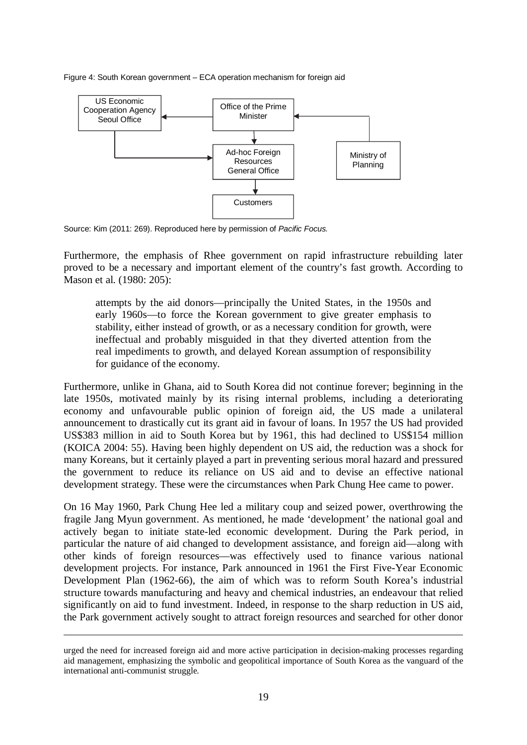Figure 4: South Korean government – ECA operation mechanism for foreign aid

US Economic Cooperation Agency Seoul Office

Office of the Prime Minister

Ad-hoc Foreign Resources General Office

Ministry of Planning

Customers

Source: Kim (2011: 269). Reproduced here by permission of *Pacific Focus.*

Furthermore, the emphasis of Rhee government on rapid infrastructure rebuilding later proved to be a necessary and important element of the country's fast growth. According to Mason et al. (1980: 205):

> attempts by the aid donors—principally the United States, in the 1950s and early 1960s—to force the Korean government to give greater emphasis to stability, either instead of growth, or as a necessary condition for growth, were ineffectual and probably misguided in that they diverted attention from the real impediments to growth, and delayed Korean assumption of responsibility for guidance of the economy.

Furthermore, unlike in Ghana, aid to South Korea did not continue forever; beginning in the late 1950s, motivated mainly by its rising internal problems, including a deteriorating economy and unfavourable public opinion of foreign aid, the US made a unilateral announcement to drastically cut its grant aid in favour of loans. In 1957 the US had provided US$383 million in aid to South Korea but by 1961, this had declined to US$154 million (KOICA 2004: 55). Having been highly dependent on US aid, the reduction was a shock for many Koreans, but it certainly played a part in preventing serious moral hazard and pressured the government to reduce its reliance on US aid and to devise an effective national development strategy. These were the circumstances when Park Chung Hee came to power.

On 16 May 1960, Park Chung Hee led a military coup and seized power, overthrowing the fragile Jang Myun government. As mentioned, he made 'development' the national goal and actively began to initiate state-led economic development. During the Park period, in particular the nature of aid changed to development assistance, and foreign aid—along with other kinds of foreign resources—was effectively used to finance various national development projects. For instance, Park announced in 1961 the First Five-Year Economic Development Plan (1962-66), the aim of which was to reform South Korea's industrial structure towards manufacturing and heavy and chemical industries, an endeavour that relied significantly on aid to fund investment. Indeed, in response to the sharp reduction in US aid, the Park government actively sought to attract foreign resources and searched for other donor

---

urged the need for increased foreign aid and more active participation in decision-making processes regarding aid management, emphasizing the symbolic and geopolitical importance of South Korea as the vanguard of the international anti-communist struggle.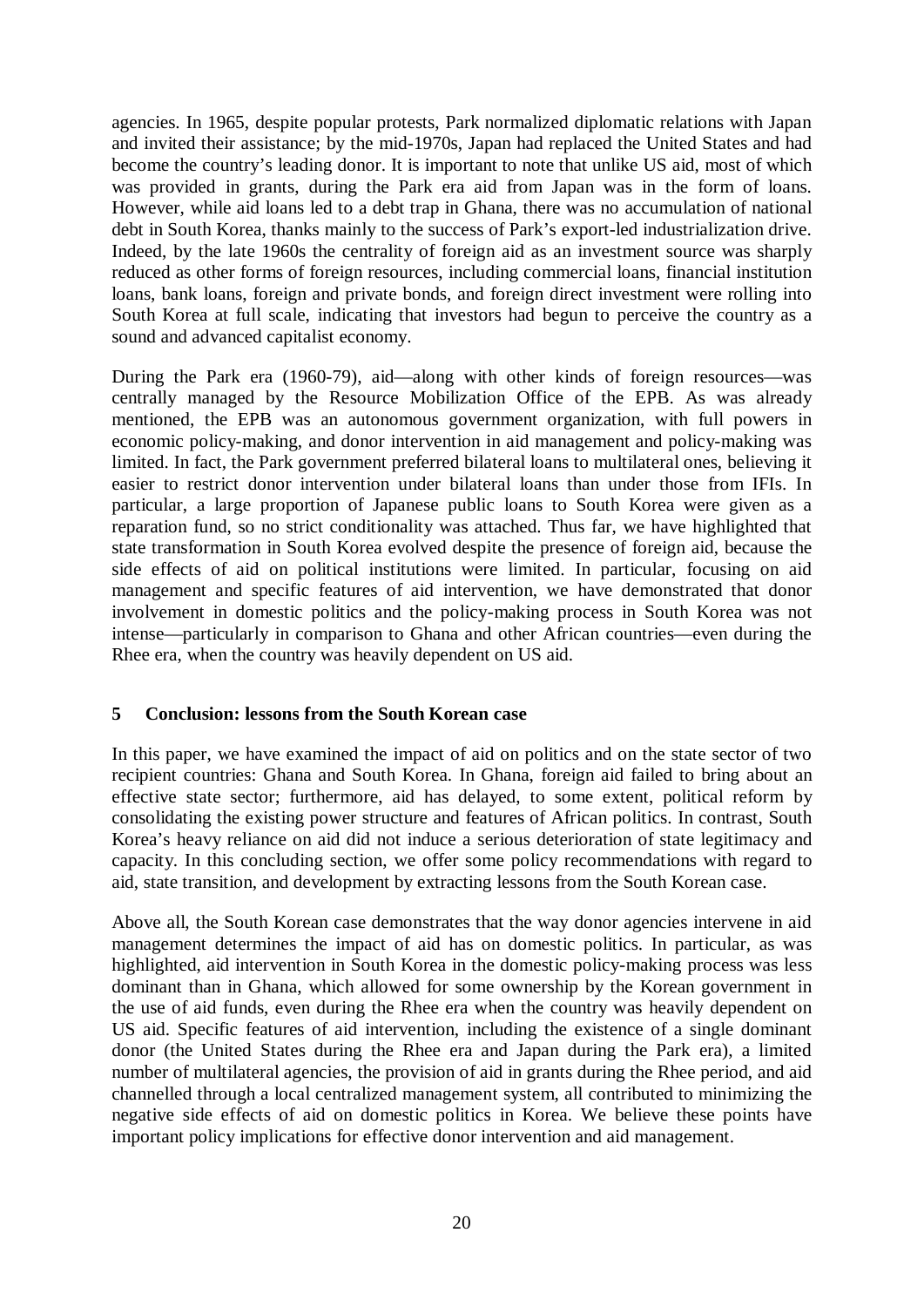agencies. In 1965, despite popular protests, Park normalized diplomatic relations with Japan and invited their assistance; by the mid-1970s, Japan had replaced the United States and had become the country's leading donor. It is important to note that unlike US aid, most of which was provided in grants, during the Park era aid from Japan was in the form of loans. However, while aid loans led to a debt trap in Ghana, there was no accumulation of national debt in South Korea, thanks mainly to the success of Park's export-led industrialization drive. Indeed, by the late 1960s the centrality of foreign aid as an investment source was sharply reduced as other forms of foreign resources, including commercial loans, financial institution loans, bank loans, foreign and private bonds, and foreign direct investment were rolling into South Korea at full scale, indicating that investors had begun to perceive the country as a sound and advanced capitalist economy.

During the Park era (1960-79), aid—along with other kinds of foreign resources—was centrally managed by the Resource Mobilization Office of the EPB. As was already mentioned, the EPB was an autonomous government organization, with full powers in economic policy-making, and donor intervention in aid management and policy-making was limited. In fact, the Park government preferred bilateral loans to multilateral ones, believing it easier to restrict donor intervention under bilateral loans than under those from IFIs. In particular, a large proportion of Japanese public loans to South Korea were given as a reparation fund, so no strict conditionality was attached. Thus far, we have highlighted that state transformation in South Korea evolved despite the presence of foreign aid, because the side effects of aid on political institutions were limited. In particular, focusing on aid management and specific features of aid intervention, we have demonstrated that donor involvement in domestic politics and the policy-making process in South Korea was not intense—particularly in comparison to Ghana and other African countries—even during the Rhee era, when the country was heavily dependent on US aid.

## 5 Conclusion: lessons from the South Korean case

In this paper, we have examined the impact of aid on politics and on the state sector of two recipient countries: Ghana and South Korea. In Ghana, foreign aid failed to bring about an effective state sector; furthermore, aid has delayed, to some extent, political reform by consolidating the existing power structure and features of African politics. In contrast, South Korea's heavy reliance on aid did not induce a serious deterioration of state legitimacy and capacity. In this concluding section, we offer some policy recommendations with regard to aid, state transition, and development by extracting lessons from the South Korean case.

Above all, the South Korean case demonstrates that the way donor agencies intervene in aid management determines the impact of aid has on domestic politics. In particular, as was highlighted, aid intervention in South Korea in the domestic policy-making process was less dominant than in Ghana, which allowed for some ownership by the Korean government in the use of aid funds, even during the Rhee era when the country was heavily dependent on US aid. Specific features of aid intervention, including the existence of a single dominant donor (the United States during the Rhee era and Japan during the Park era), a limited number of multilateral agencies, the provision of aid in grants during the Rhee period, and aid channelled through a local centralized management system, all contributed to minimizing the negative side effects of aid on domestic politics in Korea. We believe these points have important policy implications for effective donor intervention and aid management.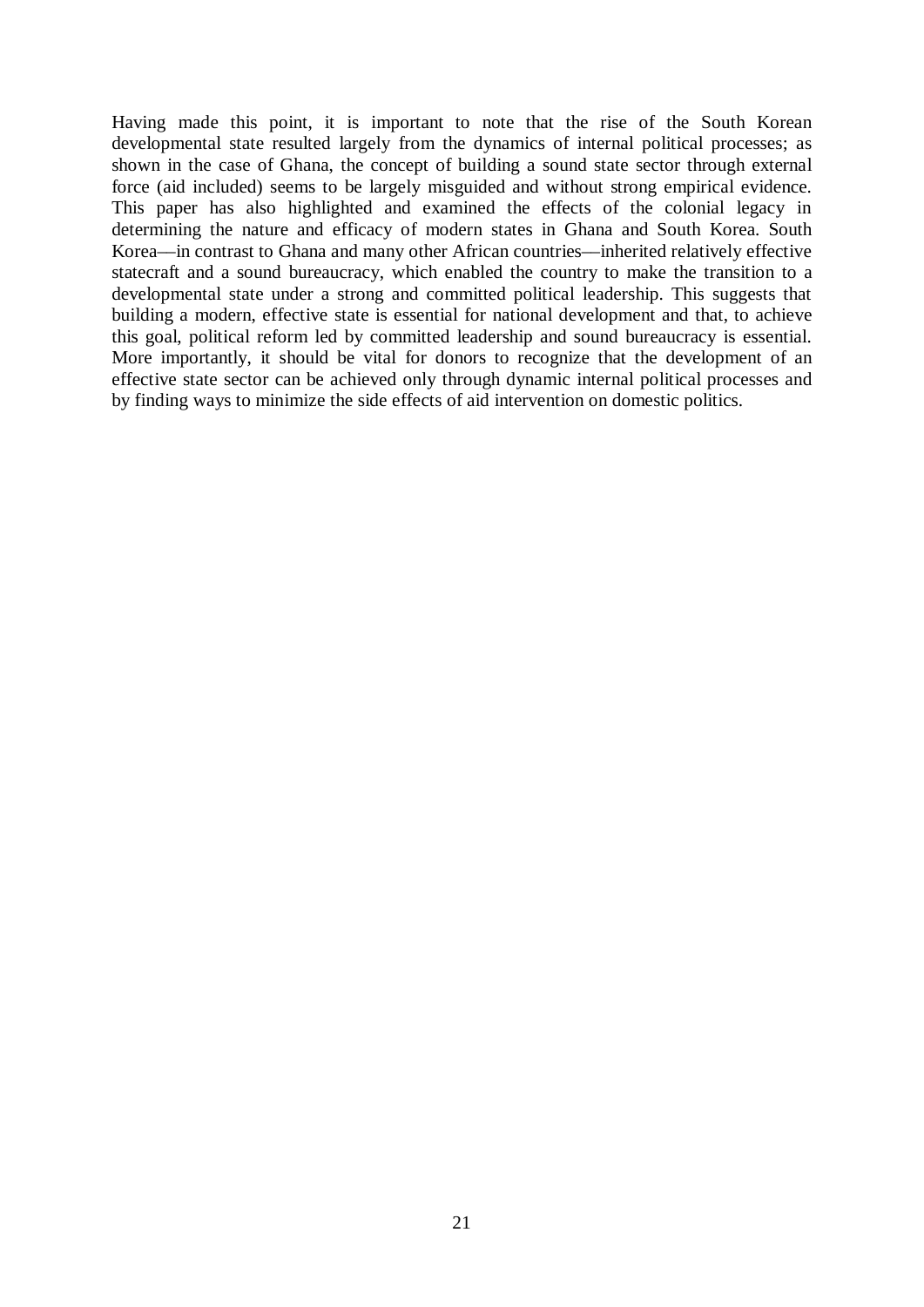Having made this point, it is important to note that the rise of the South Korean developmental state resulted largely from the dynamics of internal political processes; as shown in the case of Ghana, the concept of building a sound state sector through external force (aid included) seems to be largely misguided and without strong empirical evidence. This paper has also highlighted and examined the effects of the colonial legacy in determining the nature and efficacy of modern states in Ghana and South Korea. South Korea—in contrast to Ghana and many other African countries—inherited relatively effective statecraft and a sound bureaucracy, which enabled the country to make the transition to a developmental state under a strong and committed political leadership. This suggests that building a modern, effective state is essential for national development and that, to achieve this goal, political reform led by committed leadership and sound bureaucracy is essential. More importantly, it should be vital for donors to recognize that the development of an effective state sector can be achieved only through dynamic internal political processes and by finding ways to minimize the side effects of aid intervention on domestic politics.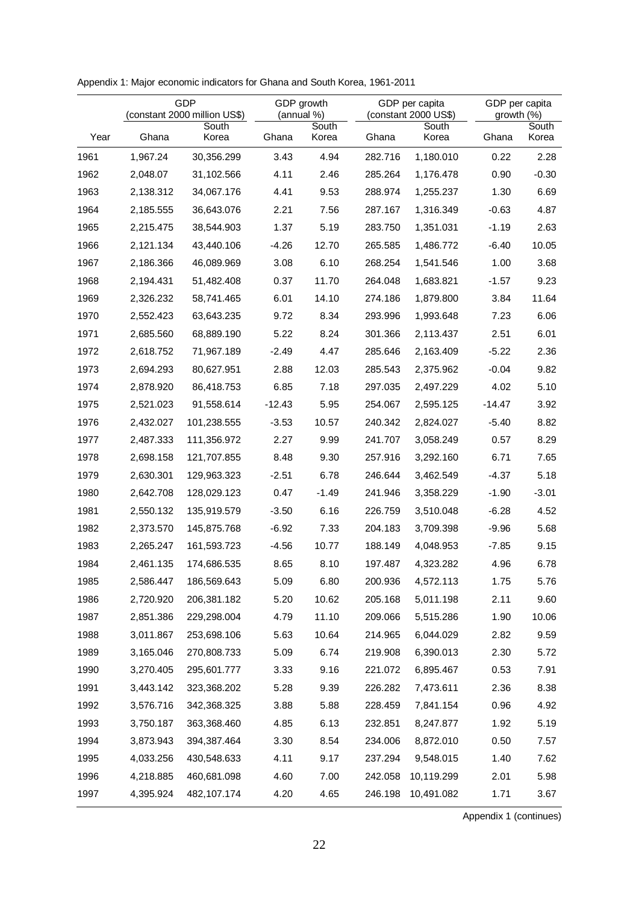Appendix 1: Major economic indicators for Ghana and South Korea, 1961-2011

| | GDP (constant 2000 million US$) | | GDP growth (annual %) | | GDP per capita (constant 2000 US$) | | GDP per capita growth (%) | |
|---|---|---|---|---|---|---|---|---|
| Year | Ghana | South Korea | Ghana | South Korea | Ghana | South Korea | Ghana | South Korea |
| 1961 | 1,967.24 | 30,356.299 | 3.43 | 4.94 | 282.716 | 1,180.010 | 0.22 | 2.28 |
| 1962 | 2,048.07 | 31,102.566 | 4.11 | 2.46 | 285.264 | 1,176.478 | 0.90 | -0.30 |
| 1963 | 2,138.312 | 34,067.176 | 4.41 | 9.53 | 288.974 | 1,255.237 | 1.30 | 6.69 |
| 1964 | 2,185.555 | 36,643.076 | 2.21 | 7.56 | 287.167 | 1,316.349 | -0.63 | 4.87 |
| 1965 | 2,215.475 | 38,544.903 | 1.37 | 5.19 | 283.750 | 1,351.031 | -1.19 | 2.63 |
| 1966 | 2,121.134 | 43,440.106 | -4.26 | 12.70 | 265.585 | 1,486.772 | -6.40 | 10.05 |
| 1967 | 2,186.366 | 46,089.969 | 3.08 | 6.10 | 268.254 | 1,541.546 | 1.00 | 3.68 |
| 1968 | 2,194.431 | 51,482.408 | 0.37 | 11.70 | 264.048 | 1,683.821 | -1.57 | 9.23 |
| 1969 | 2,326.232 | 58,741.465 | 6.01 | 14.10 | 274.186 | 1,879.800 | 3.84 | 11.64 |
| 1970 | 2,552.423 | 63,643.235 | 9.72 | 8.34 | 293.996 | 1,993.648 | 7.23 | 6.06 |
| 1971 | 2,685.560 | 68,889.190 | 5.22 | 8.24 | 301.366 | 2,113.437 | 2.51 | 6.01 |
| 1972 | 2,618.752 | 71,967.189 | -2.49 | 4.47 | 285.646 | 2,163.409 | -5.22 | 2.36 |
| 1973 | 2,694.293 | 80,627.951 | 2.88 | 12.03 | 285.543 | 2,375.962 | -0.04 | 9.82 |
| 1974 | 2,878.920 | 86,418.753 | 6.85 | 7.18 | 297.035 | 2,497.229 | 4.02 | 5.10 |
| 1975 | 2,521.023 | 91,558.614 | -12.43 | 5.95 | 254.067 | 2,595.125 | -14.47 | 3.92 |
| 1976 | 2,432.027 | 101,238.555 | -3.53 | 10.57 | 240.342 | 2,824.027 | -5.40 | 8.82 |
| 1977 | 2,487.333 | 111,356.972 | 2.27 | 9.99 | 241.707 | 3,058.249 | 0.57 | 8.29 |
| 1978 | 2,698.158 | 121,707.855 | 8.48 | 9.30 | 257.916 | 3,292.160 | 6.71 | 7.65 |
| 1979 | 2,630.301 | 129,963.323 | -2.51 | 6.78 | 246.644 | 3,462.549 | -4.37 | 5.18 |
| 1980 | 2,642.708 | 128,029.123 | 0.47 | -1.49 | 241.946 | 3,358.229 | -1.90 | -3.01 |
| 1981 | 2,550.132 | 135,919.579 | -3.50 | 6.16 | 226.759 | 3,510.048 | -6.28 | 4.52 |
| 1982 | 2,373.570 | 145,875.768 | -6.92 | 7.33 | 204.183 | 3,709.398 | -9.96 | 5.68 |
| 1983 | 2,265.247 | 161,593.723 | -4.56 | 10.77 | 188.149 | 4,048.953 | -7.85 | 9.15 |
| 1984 | 2,461.135 | 174,686.535 | 8.65 | 8.10 | 197.487 | 4,323.282 | 4.96 | 6.78 |
| 1985 | 2,586.447 | 186,569.643 | 5.09 | 6.80 | 200.936 | 4,572.113 | 1.75 | 5.76 |
| 1986 | 2,720.920 | 206,381.182 | 5.20 | 10.62 | 205.168 | 5,011.198 | 2.11 | 9.60 |
| 1987 | 2,851.386 | 229,298.004 | 4.79 | 11.10 | 209.066 | 5,515.286 | 1.90 | 10.06 |
| 1988 | 3,011.867 | 253,698.106 | 5.63 | 10.64 | 214.965 | 6,044.029 | 2.82 | 9.59 |
| 1989 | 3,165.046 | 270,808.733 | 5.09 | 6.74 | 219.908 | 6,390.013 | 2.30 | 5.72 |
| 1990 | 3,270.405 | 295,601.777 | 3.33 | 9.16 | 221.072 | 6,895.467 | 0.53 | 7.91 |
| 1991 | 3,443.142 | 323,368.202 | 5.28 | 9.39 | 226.282 | 7,473.611 | 2.36 | 8.38 |
| 1992 | 3,576.716 | 342,368.325 | 3.88 | 5.88 | 228.459 | 7,841.154 | 0.96 | 4.92 |
| 1993 | 3,750.187 | 363,368.460 | 4.85 | 6.13 | 232.851 | 8,247.877 | 1.92 | 5.19 |
| 1994 | 3,873.943 | 394,387.464 | 3.30 | 8.54 | 234.006 | 8,872.010 | 0.50 | 7.57 |
| 1995 | 4,033.256 | 430,548.633 | 4.11 | 9.17 | 237.294 | 9,548.015 | 1.40 | 7.62 |
| 1996 | 4,218.885 | 460,681.098 | 4.60 | 7.00 | 242.058 | 10,119.299 | 2.01 | 5.98 |
| 1997 | 4,395.924 | 482,107.174 | 4.20 | 4.65 | 246.198 | 10,491.082 | 1.71 | 3.67 |

Appendix 1 (continues)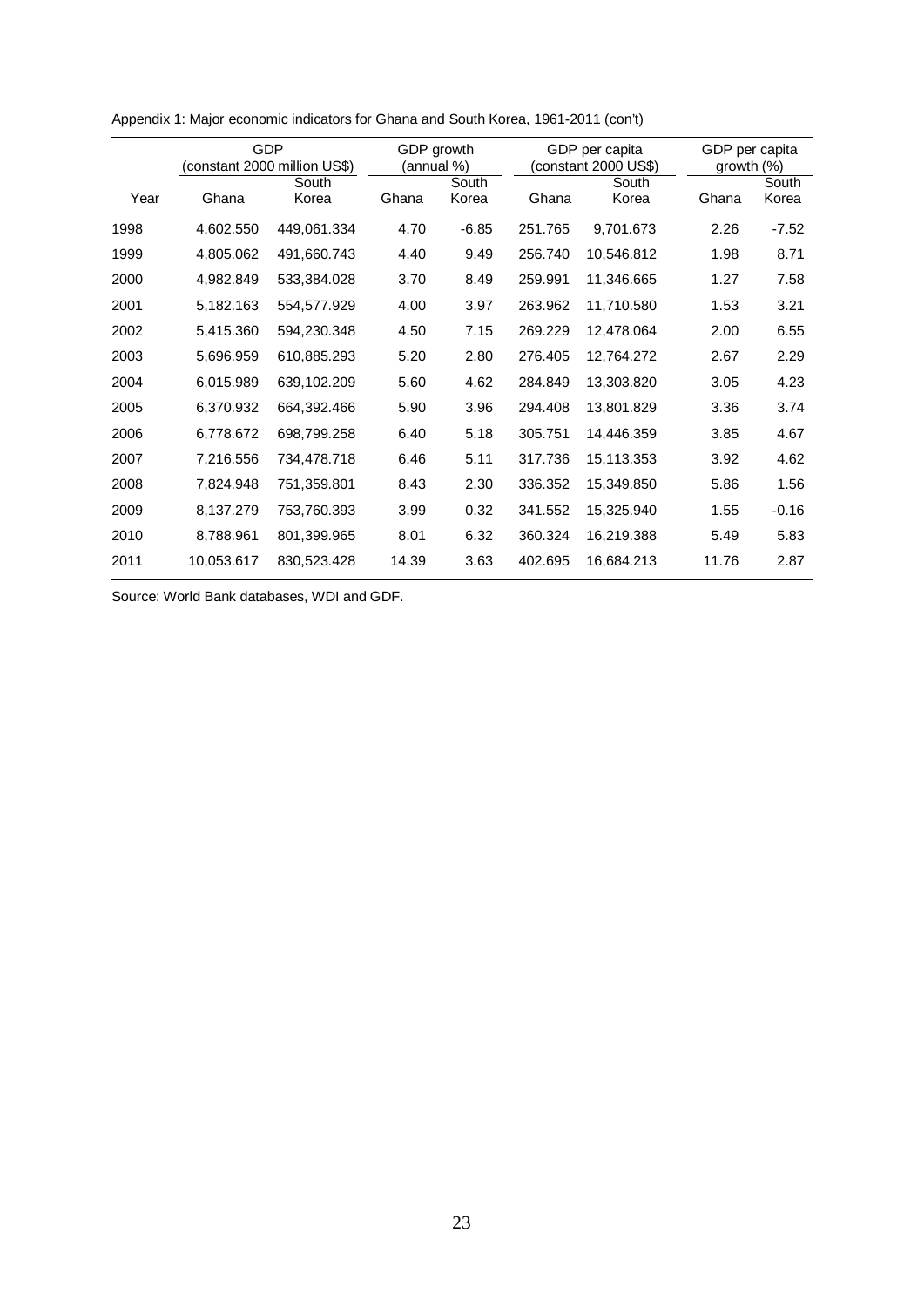Appendix 1: Major economic indicators for Ghana and South Korea, 1961-2011 (con't)

| | GDP (constant 2000 million US$) | | GDP growth (annual %) | | GDP per capita (constant 2000 US$) | | GDP per capita growth (%) | |
|---|---|---|---|---|---|---|---|---|
| Year | Ghana | South Korea | Ghana | South Korea | Ghana | South Korea | Ghana | South Korea |
| 1998 | 4,602.550 | 449,061.334 | 4.70 | -6.85 | 251.765 | 9,701.673 | 2.26 | -7.52 |
| 1999 | 4,805.062 | 491,660.743 | 4.40 | 9.49 | 256.740 | 10,546.812 | 1.98 | 8.71 |
| 2000 | 4,982.849 | 533,384.028 | 3.70 | 8.49 | 259.991 | 11,346.665 | 1.27 | 7.58 |
| 2001 | 5,182.163 | 554,577.929 | 4.00 | 3.97 | 263.962 | 11,710.580 | 1.53 | 3.21 |
| 2002 | 5,415.360 | 594,230.348 | 4.50 | 7.15 | 269.229 | 12,478.064 | 2.00 | 6.55 |
| 2003 | 5,696.959 | 610,885.293 | 5.20 | 2.80 | 276.405 | 12,764.272 | 2.67 | 2.29 |
| 2004 | 6,015.989 | 639,102.209 | 5.60 | 4.62 | 284.849 | 13,303.820 | 3.05 | 4.23 |
| 2005 | 6,370.932 | 664,392.466 | 5.90 | 3.96 | 294.408 | 13,801.829 | 3.36 | 3.74 |
| 2006 | 6,778.672 | 698,799.258 | 6.40 | 5.18 | 305.751 | 14,446.359 | 3.85 | 4.67 |
| 2007 | 7,216.556 | 734,478.718 | 6.46 | 5.11 | 317.736 | 15,113.353 | 3.92 | 4.62 |
| 2008 | 7,824.948 | 751,359.801 | 8.43 | 2.30 | 336.352 | 15,349.850 | 5.86 | 1.56 |
| 2009 | 8,137.279 | 753,760.393 | 3.99 | 0.32 | 341.552 | 15,325.940 | 1.55 | -0.16 |
| 2010 | 8,788.961 | 801,399.965 | 8.01 | 6.32 | 360.324 | 16,219.388 | 5.49 | 5.83 |
| 2011 | 10,053.617 | 830,523.428 | 14.39 | 3.63 | 402.695 | 16,684.213 | 11.76 | 2.87 |

Source: World Bank databases, WDI and GDF.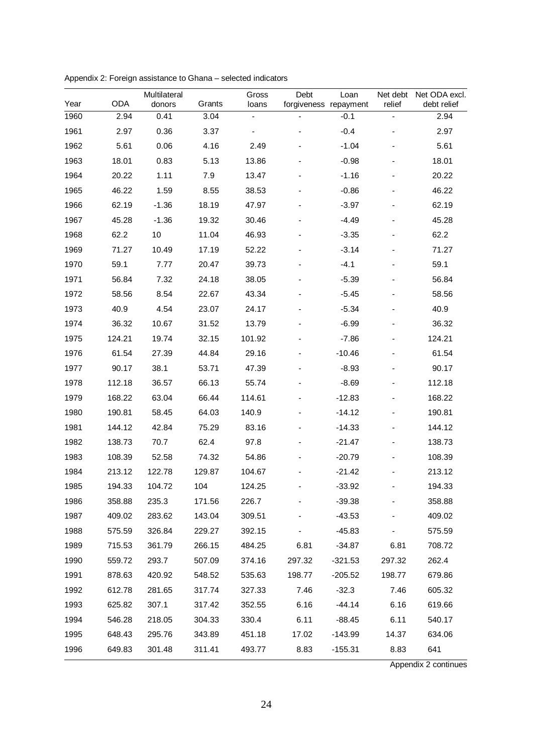Appendix 2: Foreign assistance to Ghana – selected indicators

| Year | ODA | Multilateral donors | Grants | Gross loans | Debt forgiveness | Loan repayment | Net debt relief | Net ODA excl. debt relief |
|---|---|---|---|---|---|---|---|---|
| 1960 | 2.94 | 0.41 | 3.04 | - | - | -0.1 | - | 2.94 |
| 1961 | 2.97 | 0.36 | 3.37 | - | - | -0.4 | - | 2.97 |
| 1962 | 5.61 | 0.06 | 4.16 | 2.49 | - | -1.04 | - | 5.61 |
| 1963 | 18.01 | 0.83 | 5.13 | 13.86 | - | -0.98 | - | 18.01 |
| 1964 | 20.22 | 1.11 | 7.9 | 13.47 | - | -1.16 | - | 20.22 |
| 1965 | 46.22 | 1.59 | 8.55 | 38.53 | - | -0.86 | - | 46.22 |
| 1966 | 62.19 | -1.36 | 18.19 | 47.97 | - | -3.97 | - | 62.19 |
| 1967 | 45.28 | -1.36 | 19.32 | 30.46 | - | -4.49 | - | 45.28 |
| 1968 | 62.2 | 10 | 11.04 | 46.93 | - | -3.35 | - | 62.2 |
| 1969 | 71.27 | 10.49 | 17.19 | 52.22 | - | -3.14 | - | 71.27 |
| 1970 | 59.1 | 7.77 | 20.47 | 39.73 | - | -4.1 | - | 59.1 |
| 1971 | 56.84 | 7.32 | 24.18 | 38.05 | - | -5.39 | - | 56.84 |
| 1972 | 58.56 | 8.54 | 22.67 | 43.34 | - | -5.45 | - | 58.56 |
| 1973 | 40.9 | 4.54 | 23.07 | 24.17 | - | -5.34 | - | 40.9 |
| 1974 | 36.32 | 10.67 | 31.52 | 13.79 | - | -6.99 | - | 36.32 |
| 1975 | 124.21 | 19.74 | 32.15 | 101.92 | - | -7.86 | - | 124.21 |
| 1976 | 61.54 | 27.39 | 44.84 | 29.16 | - | -10.46 | - | 61.54 |
| 1977 | 90.17 | 38.1 | 53.71 | 47.39 | - | -8.93 | - | 90.17 |
| 1978 | 112.18 | 36.57 | 66.13 | 55.74 | - | -8.69 | - | 112.18 |
| 1979 | 168.22 | 63.04 | 66.44 | 114.61 | - | -12.83 | - | 168.22 |
| 1980 | 190.81 | 58.45 | 64.03 | 140.9 | - | -14.12 | - | 190.81 |
| 1981 | 144.12 | 42.84 | 75.29 | 83.16 | - | -14.33 | - | 144.12 |
| 1982 | 138.73 | 70.7 | 62.4 | 97.8 | - | -21.47 | - | 138.73 |
| 1983 | 108.39 | 52.58 | 74.32 | 54.86 | - | -20.79 | - | 108.39 |
| 1984 | 213.12 | 122.78 | 129.87 | 104.67 | - | -21.42 | - | 213.12 |
| 1985 | 194.33 | 104.72 | 104 | 124.25 | - | -33.92 | - | 194.33 |
| 1986 | 358.88 | 235.3 | 171.56 | 226.7 | - | -39.38 | - | 358.88 |
| 1987 | 409.02 | 283.62 | 143.04 | 309.51 | - | -43.53 | - | 409.02 |
| 1988 | 575.59 | 326.84 | 229.27 | 392.15 | - | -45.83 | - | 575.59 |
| 1989 | 715.53 | 361.79 | 266.15 | 484.25 | 6.81 | -34.87 | 6.81 | 708.72 |
| 1990 | 559.72 | 293.7 | 507.09 | 374.16 | 297.32 | -321.53 | 297.32 | 262.4 |
| 1991 | 878.63 | 420.92 | 548.52 | 535.63 | 198.77 | -205.52 | 198.77 | 679.86 |
| 1992 | 612.78 | 281.65 | 317.74 | 327.33 | 7.46 | -32.3 | 7.46 | 605.32 |
| 1993 | 625.82 | 307.1 | 317.42 | 352.55 | 6.16 | -44.14 | 6.16 | 619.66 |
| 1994 | 546.28 | 218.05 | 304.33 | 330.4 | 6.11 | -88.45 | 6.11 | 540.17 |
| 1995 | 648.43 | 295.76 | 343.89 | 451.18 | 17.02 | -143.99 | 14.37 | 634.06 |
| 1996 | 649.83 | 301.48 | 311.41 | 493.77 | 8.83 | -155.31 | 8.83 | 641 |

Appendix 2 continues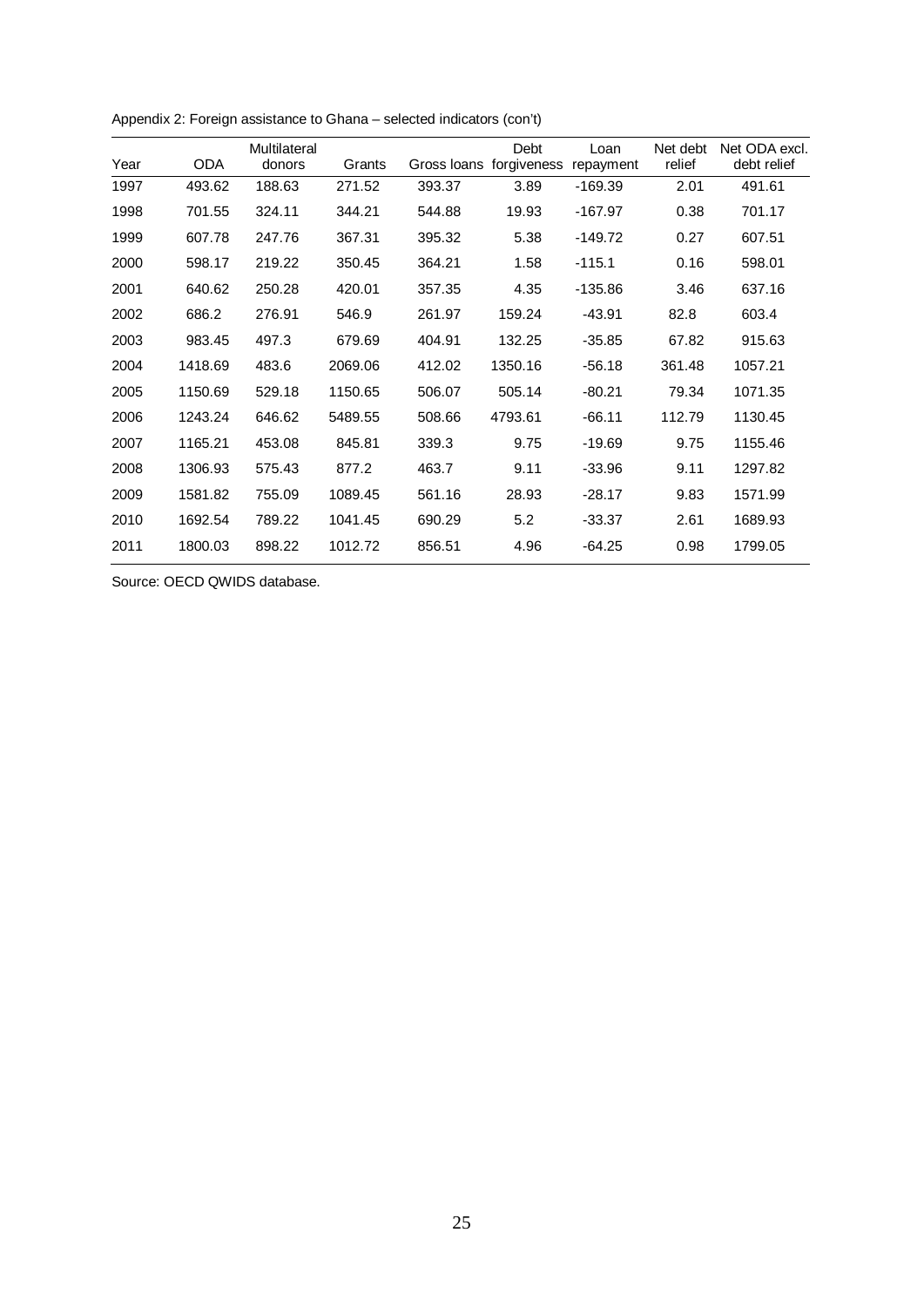Appendix 2: Foreign assistance to Ghana – selected indicators (con't)

| Year | ODA | Multilateral donors | Grants | Gross loans | Debt forgiveness | Loan repayment | Net debt relief | Net ODA excl. debt relief |
|---|---|---|---|---|---|---|---|---|
| 1997 | 493.62 | 188.63 | 271.52 | 393.37 | 3.89 | -169.39 | 2.01 | 491.61 |
| 1998 | 701.55 | 324.11 | 344.21 | 544.88 | 19.93 | -167.97 | 0.38 | 701.17 |
| 1999 | 607.78 | 247.76 | 367.31 | 395.32 | 5.38 | -149.72 | 0.27 | 607.51 |
| 2000 | 598.17 | 219.22 | 350.45 | 364.21 | 1.58 | -115.1 | 0.16 | 598.01 |
| 2001 | 640.62 | 250.28 | 420.01 | 357.35 | 4.35 | -135.86 | 3.46 | 637.16 |
| 2002 | 686.2 | 276.91 | 546.9 | 261.97 | 159.24 | -43.91 | 82.8 | 603.4 |
| 2003 | 983.45 | 497.3 | 679.69 | 404.91 | 132.25 | -35.85 | 67.82 | 915.63 |
| 2004 | 1418.69 | 483.6 | 2069.06 | 412.02 | 1350.16 | -56.18 | 361.48 | 1057.21 |
| 2005 | 1150.69 | 529.18 | 1150.65 | 506.07 | 505.14 | -80.21 | 79.34 | 1071.35 |
| 2006 | 1243.24 | 646.62 | 5489.55 | 508.66 | 4793.61 | -66.11 | 112.79 | 1130.45 |
| 2007 | 1165.21 | 453.08 | 845.81 | 339.3 | 9.75 | -19.69 | 9.75 | 1155.46 |
| 2008 | 1306.93 | 575.43 | 877.2 | 463.7 | 9.11 | -33.96 | 9.11 | 1297.82 |
| 2009 | 1581.82 | 755.09 | 1089.45 | 561.16 | 28.93 | -28.17 | 9.83 | 1571.99 |
| 2010 | 1692.54 | 789.22 | 1041.45 | 690.29 | 5.2 | -33.37 | 2.61 | 1689.93 |
| 2011 | 1800.03 | 898.22 | 1012.72 | 856.51 | 4.96 | -64.25 | 0.98 | 1799.05 |

Source: OECD QWIDS database.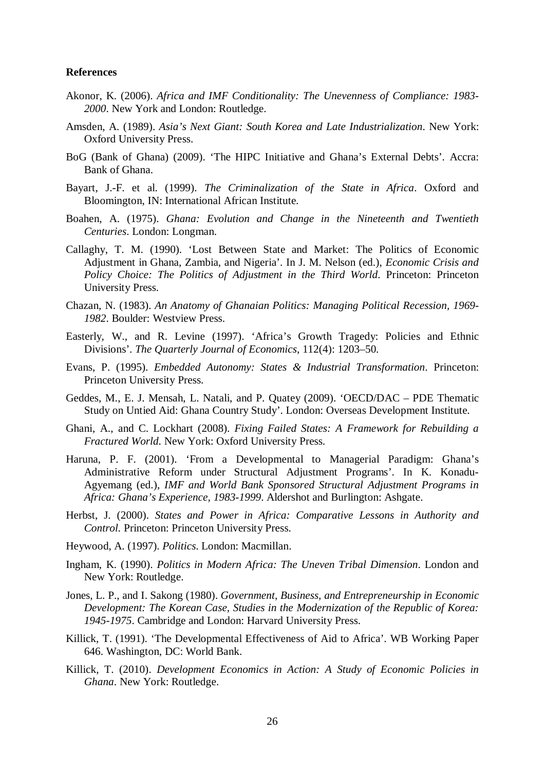**References**

Akonor, K. (2006). *Africa and IMF Conditionality: The Unevenness of Compliance: 1983-2000*. New York and London: Routledge.

Amsden, A. (1989). *Asia's Next Giant: South Korea and Late Industrialization*. New York: Oxford University Press.

BoG (Bank of Ghana) (2009). 'The HIPC Initiative and Ghana's External Debts'. Accra: Bank of Ghana.

Bayart, J.-F. et al. (1999). *The Criminalization of the State in Africa*. Oxford and Bloomington, IN: International African Institute.

Boahen, A. (1975). *Ghana: Evolution and Change in the Nineteenth and Twentieth Centuries*. London: Longman.

Callaghy, T. M. (1990). 'Lost Between State and Market: The Politics of Economic Adjustment in Ghana, Zambia, and Nigeria'. In J. M. Nelson (ed.), *Economic Crisis and Policy Choice: The Politics of Adjustment in the Third World*. Princeton: Princeton University Press.

Chazan, N. (1983). *An Anatomy of Ghanaian Politics: Managing Political Recession, 1969-1982*. Boulder: Westview Press.

Easterly, W., and R. Levine (1997). 'Africa's Growth Tragedy: Policies and Ethnic Divisions'. *The Quarterly Journal of Economics*, 112(4): 1203–50.

Evans, P. (1995). *Embedded Autonomy: States & Industrial Transformation*. Princeton: Princeton University Press.

Geddes, M., E. J. Mensah, L. Natali, and P. Quatey (2009). 'OECD/DAC – PDE Thematic Study on Untied Aid: Ghana Country Study'. London: Overseas Development Institute.

Ghani, A., and C. Lockhart (2008). *Fixing Failed States: A Framework for Rebuilding a Fractured World*. New York: Oxford University Press.

Haruna, P. F. (2001). 'From a Developmental to Managerial Paradigm: Ghana's Administrative Reform under Structural Adjustment Programs'. In K. Konadu-Agyemang (ed.), *IMF and World Bank Sponsored Structural Adjustment Programs in Africa: Ghana's Experience, 1983-1999*. Aldershot and Burlington: Ashgate.

Herbst, J. (2000). *States and Power in Africa: Comparative Lessons in Authority and Control*. Princeton: Princeton University Press.

Heywood, A. (1997). *Politics*. London: Macmillan.

Ingham, K. (1990). *Politics in Modern Africa: The Uneven Tribal Dimension*. London and New York: Routledge.

Jones, L. P., and I. Sakong (1980). *Government, Business, and Entrepreneurship in Economic Development: The Korean Case, Studies in the Modernization of the Republic of Korea: 1945-1975*. Cambridge and London: Harvard University Press.

Killick, T. (1991). 'The Developmental Effectiveness of Aid to Africa'. WB Working Paper 646. Washington, DC: World Bank.

Killick, T. (2010). *Development Economics in Action: A Study of Economic Policies in Ghana*. New York: Routledge.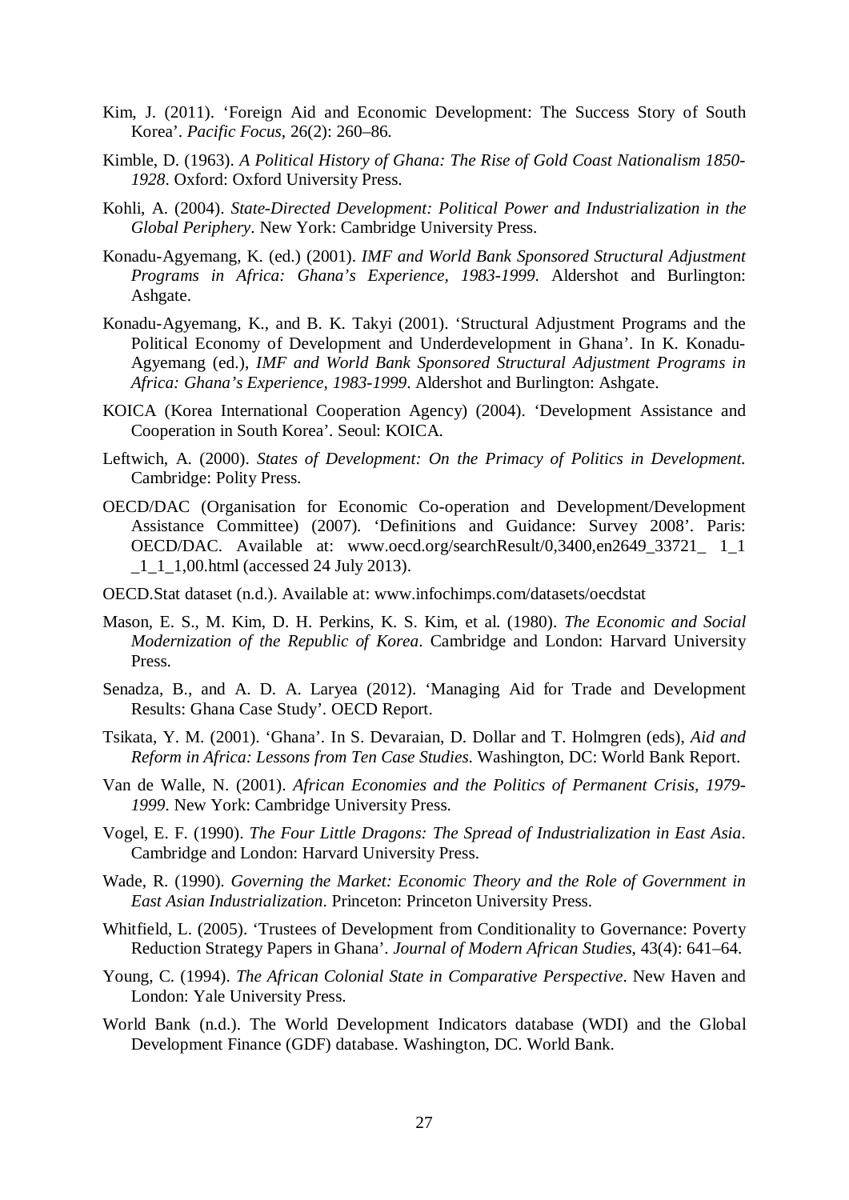Kim, J. (2011). 'Foreign Aid and Economic Development: The Success Story of South Korea'. *Pacific Focus*, 26(2): 260–86.

Kimble, D. (1963). *A Political History of Ghana: The Rise of Gold Coast Nationalism 1850-1928*. Oxford: Oxford University Press.

Kohli, A. (2004). *State-Directed Development: Political Power and Industrialization in the Global Periphery*. New York: Cambridge University Press.

Konadu-Agyemang, K. (ed.) (2001). *IMF and World Bank Sponsored Structural Adjustment Programs in Africa: Ghana's Experience, 1983-1999*. Aldershot and Burlington: Ashgate.

Konadu-Agyemang, K., and B. K. Takyi (2001). 'Structural Adjustment Programs and the Political Economy of Development and Underdevelopment in Ghana'. In K. Konadu-Agyemang (ed.), *IMF and World Bank Sponsored Structural Adjustment Programs in Africa: Ghana's Experience, 1983-1999*. Aldershot and Burlington: Ashgate.

KOICA (Korea International Cooperation Agency) (2004). 'Development Assistance and Cooperation in South Korea'. Seoul: KOICA.

Leftwich, A. (2000). *States of Development: On the Primacy of Politics in Development.* Cambridge: Polity Press.

OECD/DAC (Organisation for Economic Co-operation and Development/Development Assistance Committee) (2007). 'Definitions and Guidance: Survey 2008'. Paris: OECD/DAC. Available at: www.oecd.org/searchResult/0,3400,en2649_33721_ 1_1 _1_1_1,00.html (accessed 24 July 2013).

OECD.Stat dataset (n.d.). Available at: www.infochimps.com/datasets/oecdstat

Mason, E. S., M. Kim, D. H. Perkins, K. S. Kim, et al. (1980). *The Economic and Social Modernization of the Republic of Korea*. Cambridge and London: Harvard University Press.

Senadza, B., and A. D. A. Laryea (2012). 'Managing Aid for Trade and Development Results: Ghana Case Study'. OECD Report.

Tsikata, Y. M. (2001). 'Ghana'. In S. Devaraian, D. Dollar and T. Holmgren (eds), *Aid and Reform in Africa: Lessons from Ten Case Studies*. Washington, DC: World Bank Report.

Van de Walle, N. (2001). *African Economies and the Politics of Permanent Crisis, 1979-1999*. New York: Cambridge University Press.

Vogel, E. F. (1990). *The Four Little Dragons: The Spread of Industrialization in East Asia*. Cambridge and London: Harvard University Press.

Wade, R. (1990). *Governing the Market: Economic Theory and the Role of Government in East Asian Industrialization*. Princeton: Princeton University Press.

Whitfield, L. (2005). 'Trustees of Development from Conditionality to Governance: Poverty Reduction Strategy Papers in Ghana'. *Journal of Modern African Studies*, 43(4): 641–64.

Young, C. (1994). *The African Colonial State in Comparative Perspective*. New Haven and London: Yale University Press.

World Bank (n.d.). The World Development Indicators database (WDI) and the Global Development Finance (GDF) database. Washington, DC. World Bank.